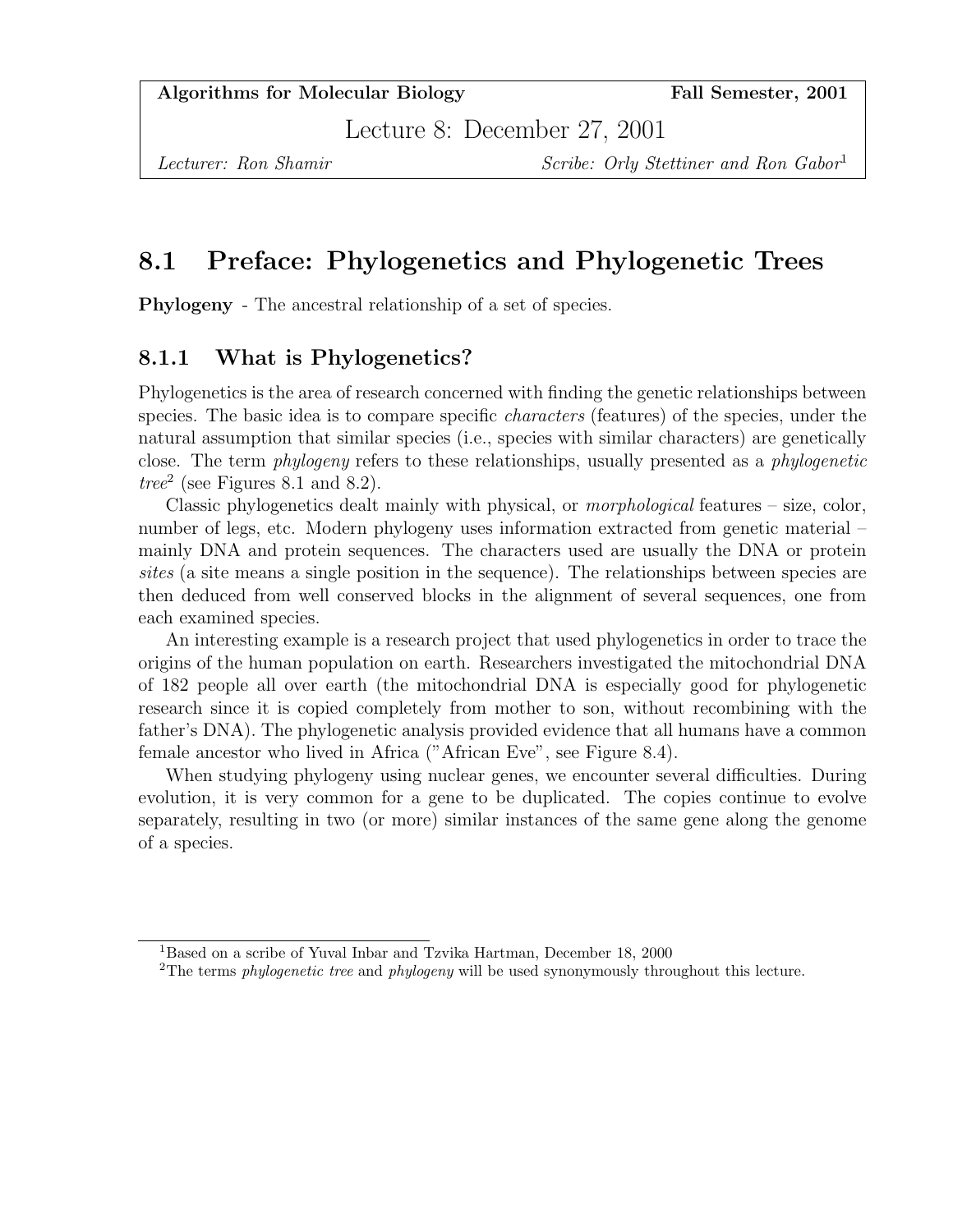**Algorithms for Molecular Biology** **Fall Semester, 2001**

Lecture 8: December 27, 2001

*Lecturer: Ron Shamir* *Scribe: Orly Stettiner and Ron Gabor*[1]

## 8.1 Preface: Phylogenetics and Phylogenetic Trees

**Phylogeny** - The ancestral relationship of a set of species.

### 8.1.1 What is Phylogenetics?

Phylogenetics is the area of research concerned with finding the genetic relationships between species. The basic idea is to compare specific *characters* (features) of the species, under the natural assumption that similar species (i.e., species with similar characters) are genetically close. The term *phylogeny* refers to these relationships, usually presented as a *phylogenetic tree*[2] (see Figures 8.1 and 8.2).

Classic phylogenetics dealt mainly with physical, or *morphological* features – size, color, number of legs, etc. Modern phylogeny uses information extracted from genetic material – mainly DNA and protein sequences. The characters used are usually the DNA or protein *sites* (a site means a single position in the sequence). The relationships between species are then deduced from well conserved blocks in the alignment of several sequences, one from each examined species.

An interesting example is a research project that used phylogenetics in order to trace the origins of the human population on earth. Researchers investigated the mitochondrial DNA of 182 people all over earth (the mitochondrial DNA is especially good for phylogenetic research since it is copied completely from mother to son, without recombining with the father's DNA). The phylogenetic analysis provided evidence that all humans have a common female ancestor who lived in Africa ("African Eve", see Figure 8.4).

When studying phylogeny using nuclear genes, we encounter several difficulties. During evolution, it is very common for a gene to be duplicated. The copies continue to evolve separately, resulting in two (or more) similar instances of the same gene along the genome of a species.

---

[1]Based on a scribe of Yuval Inbar and Tzvika Hartman, December 18, 2000

[2]The terms *phylogenetic tree* and *phylogeny* will be used synonymously throughout this lecture.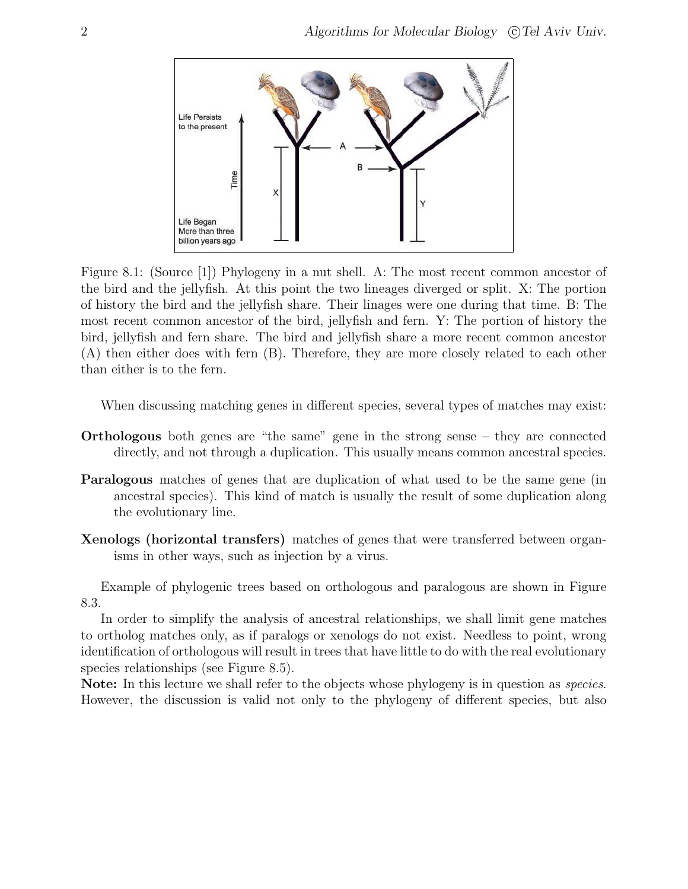Figure 8.1: (Source [1]) Phylogeny in a nut shell. A: The most recent common ancestor of the bird and the jellyfish. At this point the two lineages diverged or split. X: The portion of history the bird and the jellyfish share. Their linages were one during that time. B: The most recent common ancestor of the bird, jellyfish and fern. Y: The portion of history the bird, jellyfish and fern share. The bird and jellyfish share a more recent common ancestor (A) then either does with fern (B). Therefore, they are more closely related to each other than either is to the fern.

When discussing matching genes in different species, several types of matches may exist:

**Orthologous** both genes are "the same" gene in the strong sense – they are connected directly, and not through a duplication. This usually means common ancestral species.

**Paralogous** matches of genes that are duplication of what used to be the same gene (in ancestral species). This kind of match is usually the result of some duplication along the evolutionary line.

**Xenologs (horizontal transfers)** matches of genes that were transferred between organisms in other ways, such as injection by a virus.

Example of phylogenic trees based on orthologous and paralogous are shown in Figure 8.3.

In order to simplify the analysis of ancestral relationships, we shall limit gene matches to ortholog matches only, as if paralogs or xenologs do not exist. Needless to point, wrong identification of orthologous will result in trees that have little to do with the real evolutionary species relationships (see Figure 8.5).

**Note:** In this lecture we shall refer to the objects whose phylogeny is in question as *species*. However, the discussion is valid not only to the phylogeny of different species, but also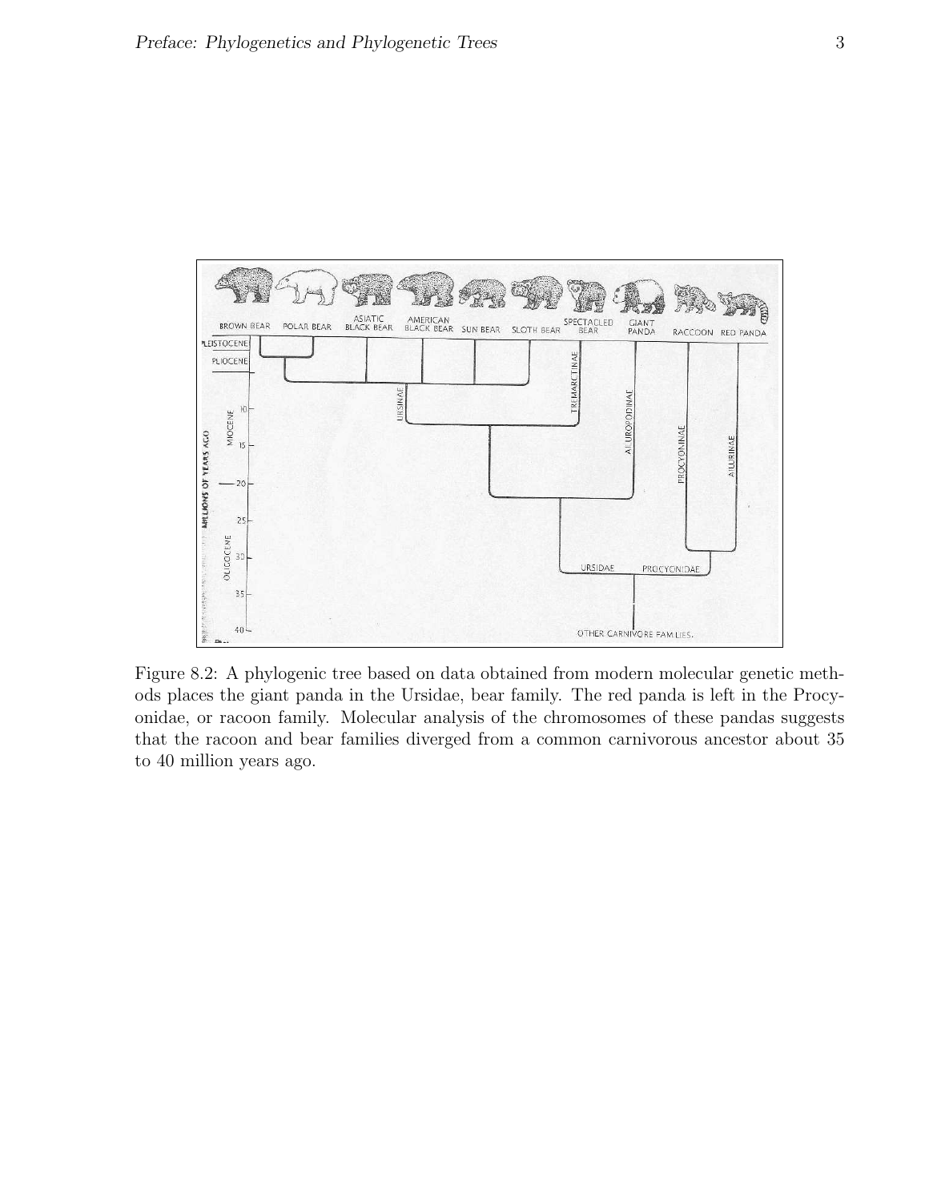Figure 8.2: A phylogenic tree based on data obtained from modern molecular genetic methods places the giant panda in the Ursidae, bear family. The red panda is left in the Procyonidae, or racoon family. Molecular analysis of the chromosomes of these pandas suggests that the racoon and bear families diverged from a common carnivorous ancestor about 35 to 40 million years ago.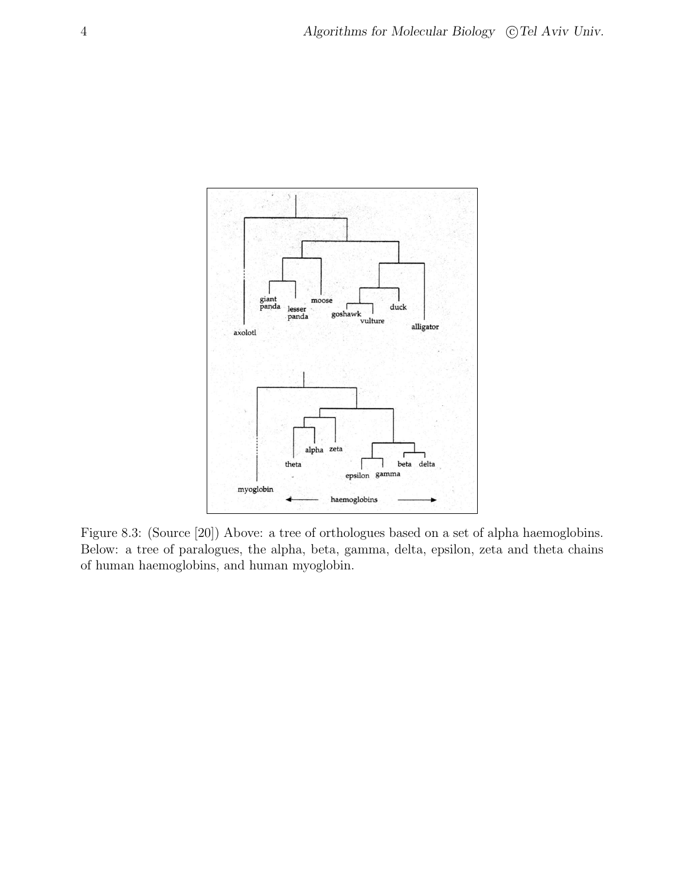Figure 8.3: (Source [20]) Above: a tree of orthologues based on a set of alpha haemoglobins. Below: a tree of paralogues, the alpha, beta, gamma, delta, epsilon, zeta and theta chains of human haemoglobins, and human myoglobin.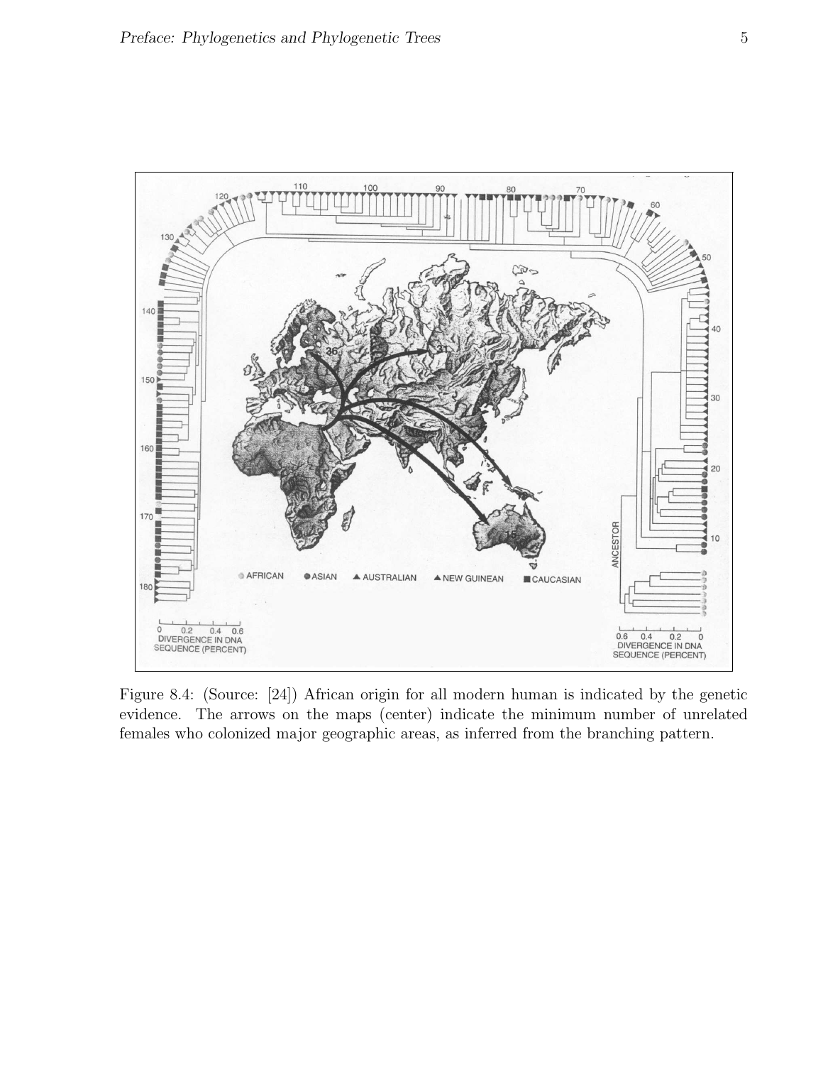Figure 8.4: (Source: [24]) African origin for all modern human is indicated by the genetic evidence. The arrows on the maps (center) indicate the minimum number of unrelated females who colonized major geographic areas, as inferred from the branching pattern.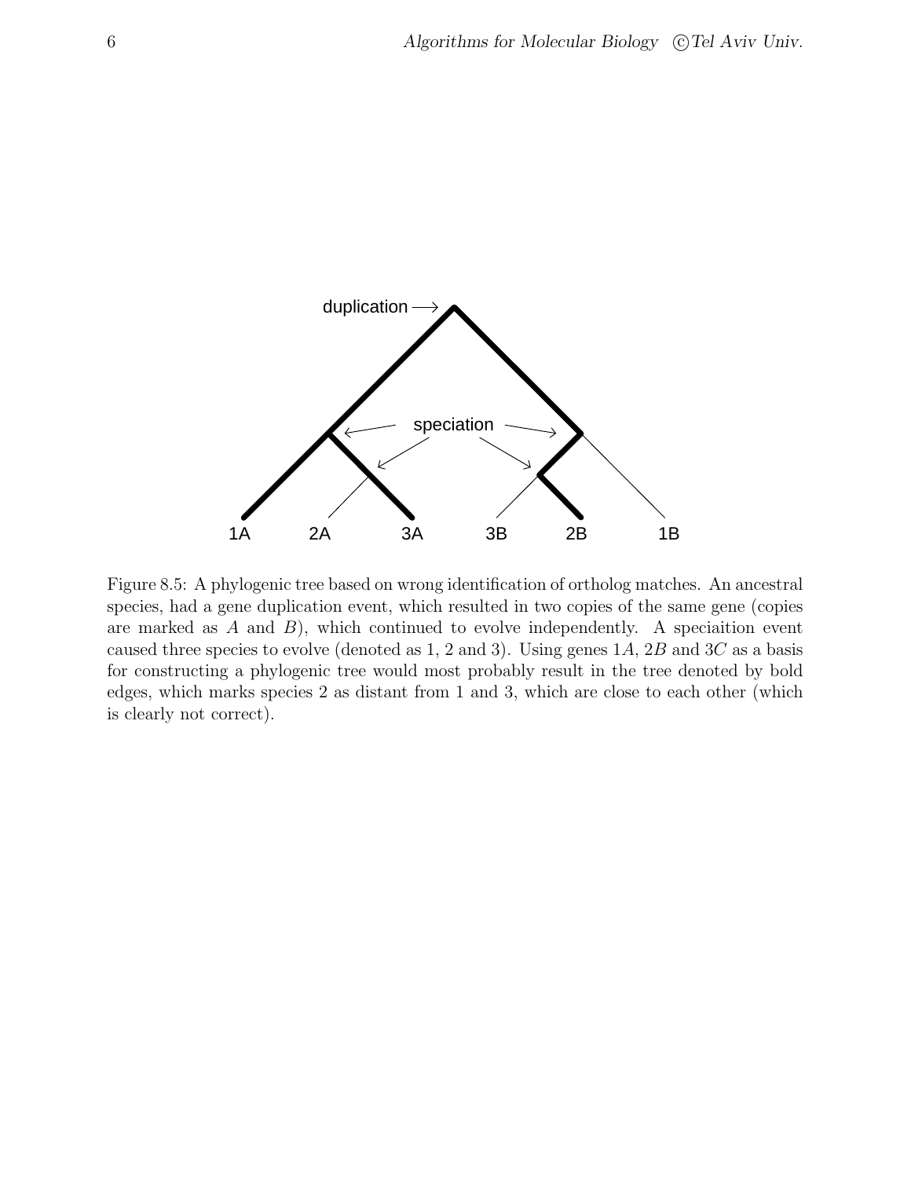Figure 8.5: A phylogenic tree based on wrong identification of ortholog matches. An ancestral species, had a gene duplication event, which resulted in two copies of the same gene (copies are marked as $A$ and $B$), which continued to evolve independently. A speciaition event caused three species to evolve (denoted as 1, 2 and 3). Using genes $1A$, $2B$ and $3C$ as a basis for constructing a phylogenic tree would most probably result in the tree denoted by bold edges, which marks species 2 as distant from 1 and 3, which are close to each other (which is clearly not correct).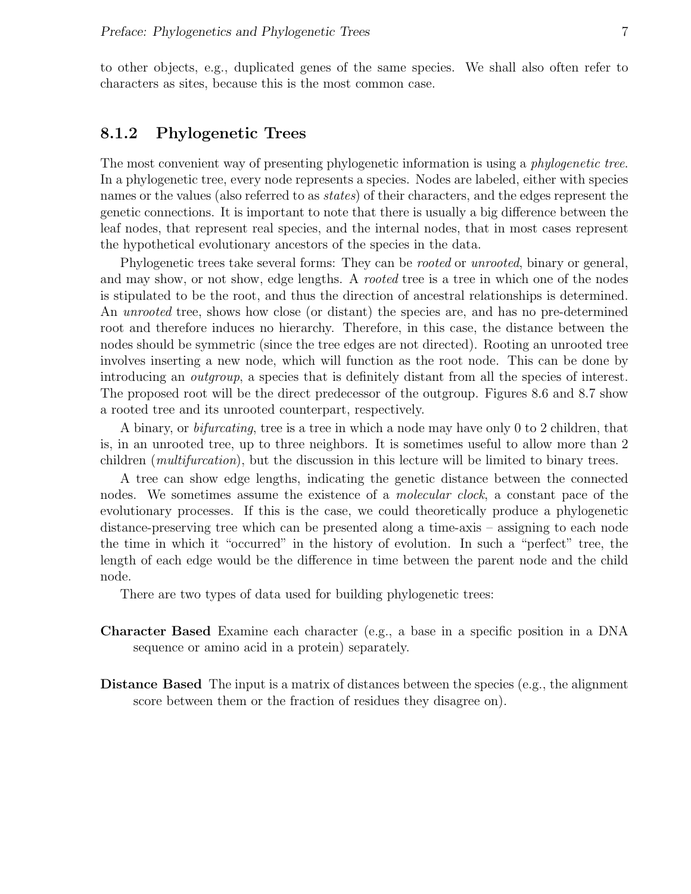to other objects, e.g., duplicated genes of the same species. We shall also often refer to characters as sites, because this is the most common case.

### 8.1.2 Phylogenetic Trees

The most convenient way of presenting phylogenetic information is using a *phylogenetic tree*. In a phylogenetic tree, every node represents a species. Nodes are labeled, either with species names or the values (also referred to as *states*) of their characters, and the edges represent the genetic connections. It is important to note that there is usually a big difference between the leaf nodes, that represent real species, and the internal nodes, that in most cases represent the hypothetical evolutionary ancestors of the species in the data.

Phylogenetic trees take several forms: They can be *rooted* or *unrooted*, binary or general, and may show, or not show, edge lengths. A *rooted* tree is a tree in which one of the nodes is stipulated to be the root, and thus the direction of ancestral relationships is determined. An *unrooted* tree, shows how close (or distant) the species are, and has no pre-determined root and therefore induces no hierarchy. Therefore, in this case, the distance between the nodes should be symmetric (since the tree edges are not directed). Rooting an unrooted tree involves inserting a new node, which will function as the root node. This can be done by introducing an *outgroup*, a species that is definitely distant from all the species of interest. The proposed root will be the direct predecessor of the outgroup. Figures 8.6 and 8.7 show a rooted tree and its unrooted counterpart, respectively.

A binary, or *bifurcating*, tree is a tree in which a node may have only 0 to 2 children, that is, in an unrooted tree, up to three neighbors. It is sometimes useful to allow more than 2 children (*multifurcation*), but the discussion in this lecture will be limited to binary trees.

A tree can show edge lengths, indicating the genetic distance between the connected nodes. We sometimes assume the existence of a *molecular clock*, a constant pace of the evolutionary processes. If this is the case, we could theoretically produce a phylogenetic distance-preserving tree which can be presented along a time-axis – assigning to each node the time in which it "occurred" in the history of evolution. In such a "perfect" tree, the length of each edge would be the difference in time between the parent node and the child node.

There are two types of data used for building phylogenetic trees:

**Character Based** Examine each character (e.g., a base in a specific position in a DNA sequence or amino acid in a protein) separately.

**Distance Based** The input is a matrix of distances between the species (e.g., the alignment score between them or the fraction of residues they disagree on).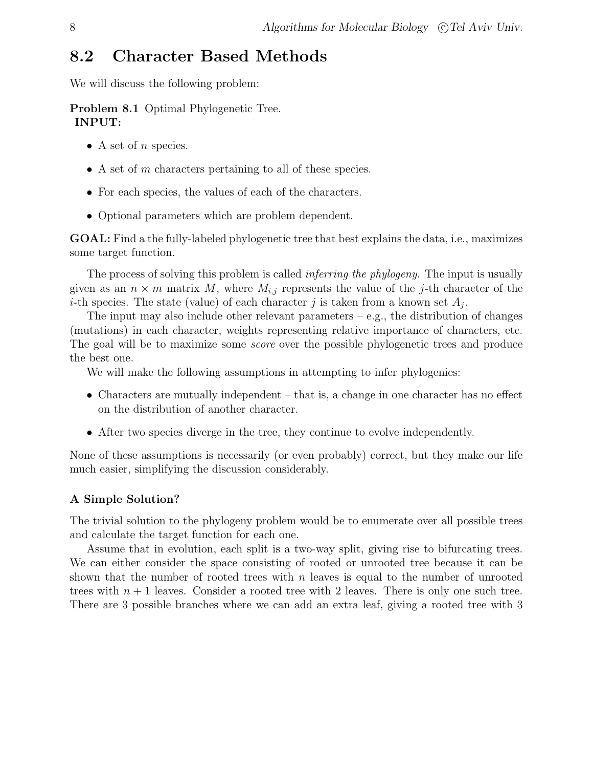## 8.2 Character Based Methods

We will discuss the following problem:

**Problem 8.1** Optimal Phylogenetic Tree.
**INPUT:**

- A set of $n$ species.
- A set of $m$ characters pertaining to all of these species.
- For each species, the values of each of the characters.
- Optional parameters which are problem dependent.

**GOAL:** Find a the fully-labeled phylogenetic tree that best explains the data, i.e., maximizes some target function.

The process of solving this problem is called *inferring the phylogeny*. The input is usually given as an $n \times m$ matrix $M$, where $M_{i,j}$ represents the value of the $j$-th character of the $i$-th species. The state (value) of each character $j$ is taken from a known set $A_j$.

The input may also include other relevant parameters – e.g., the distribution of changes (mutations) in each character, weights representing relative importance of characters, etc. The goal will be to maximize some *score* over the possible phylogenetic trees and produce the best one.

We will make the following assumptions in attempting to infer phylogenies:

- Characters are mutually independent – that is, a change in one character has no effect on the distribution of another character.
- After two species diverge in the tree, they continue to evolve independently.

None of these assumptions is necessarily (or even probably) correct, but they make our life much easier, simplifying the discussion considerably.

### A Simple Solution?

The trivial solution to the phylogeny problem would be to enumerate over all possible trees and calculate the target function for each one.

Assume that in evolution, each split is a two-way split, giving rise to bifurcating trees. We can either consider the space consisting of rooted or unrooted tree because it can be shown that the number of rooted trees with $n$ leaves is equal to the number of unrooted trees with $n+1$ leaves. Consider a rooted tree with 2 leaves. There is only one such tree. There are 3 possible branches where we can add an extra leaf, giving a rooted tree with 3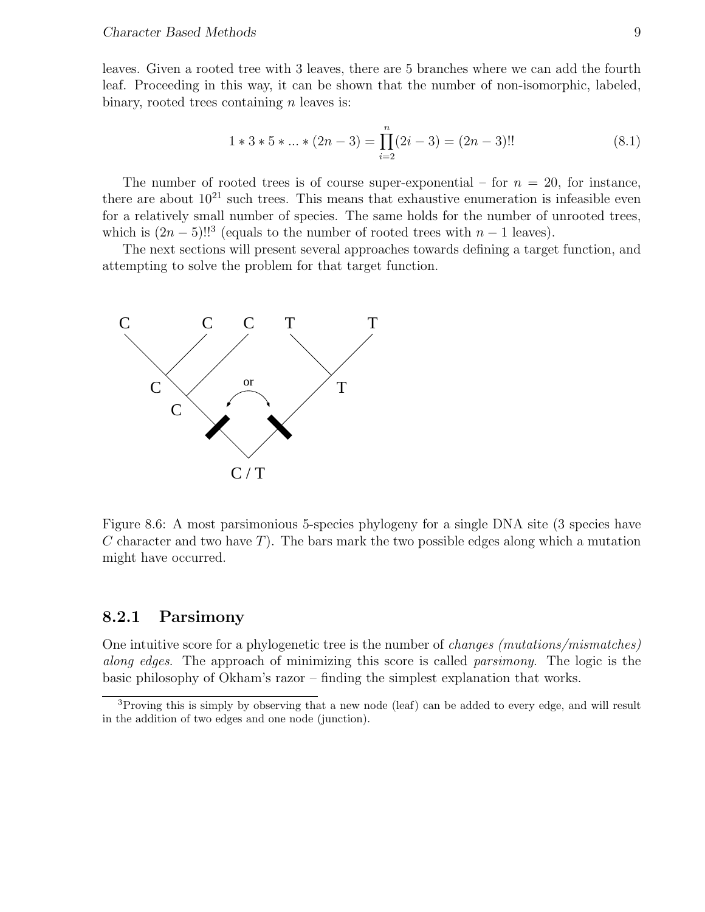leaves. Given a rooted tree with 3 leaves, there are 5 branches where we can add the fourth leaf. Proceeding in this way, it can be shown that the number of non-isomorphic, labeled, binary, rooted trees containing $n$ leaves is:

$$1 * 3 * 5 * ... * (2n-3) = \prod_{i=2}^{n}(2i-3) = (2n-3)!! \tag{8.1}$$

The number of rooted trees is of course super-exponential – for $n = 20$, for instance, there are about $10^{21}$ such trees. This means that exhaustive enumeration is infeasible even for a relatively small number of species. The same holds for the number of unrooted trees, which is $(2n-5)!!$[3] (equals to the number of rooted trees with $n-1$ leaves).

The next sections will present several approaches towards defining a target function, and attempting to solve the problem for that target function.

Figure 8.6: A most parsimonious 5-species phylogeny for a single DNA site (3 species have $C$ character and two have $T$). The bars mark the two possible edges along which a mutation might have occurred.

### 8.2.1 Parsimony

One intuitive score for a phylogenetic tree is the number of *changes (mutations/mismatches) along edges*. The approach of minimizing this score is called *parsimony*. The logic is the basic philosophy of Okham's razor – finding the simplest explanation that works.

[3] Proving this is simply by observing that a new node (leaf) can be added to every edge, and will result in the addition of two edges and one node (junction).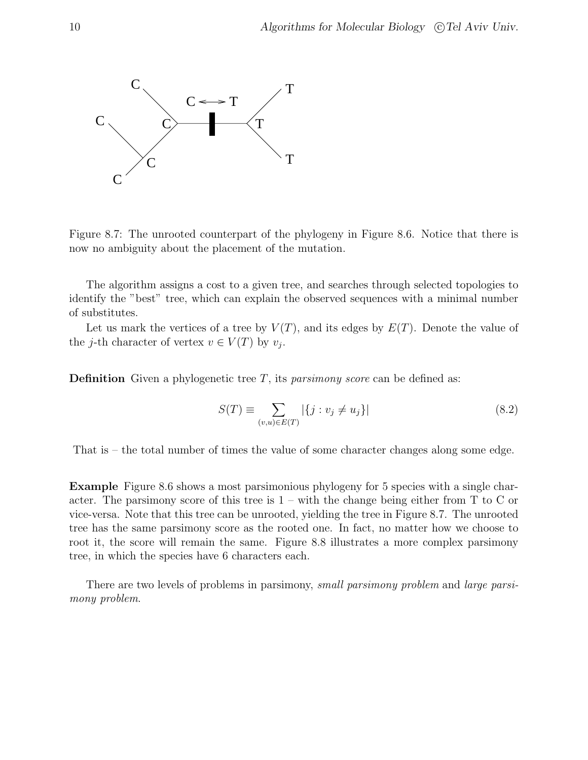Figure 8.7: The unrooted counterpart of the phylogeny in Figure 8.6. Notice that there is now no ambiguity about the placement of the mutation.

The algorithm assigns a cost to a given tree, and searches through selected topologies to identify the "best" tree, which can explain the observed sequences with a minimal number of substitutes.

Let us mark the vertices of a tree by $V(T)$, and its edges by $E(T)$. Denote the value of the $j$-th character of vertex $v \in V(T)$ by $v_j$.

**Definition** Given a phylogenetic tree $T$, its *parsimony score* can be defined as:

$$S(T) \equiv \sum_{(v,u) \in E(T)} |\{j : v_j \neq u_j\}| \tag{8.2}$$

That is – the total number of times the value of some character changes along some edge.

**Example** Figure 8.6 shows a most parsimonious phylogeny for 5 species with a single character. The parsimony score of this tree is 1 – with the change being either from T to C or vice-versa. Note that this tree can be unrooted, yielding the tree in Figure 8.7. The unrooted tree has the same parsimony score as the rooted one. In fact, no matter how we choose to root it, the score will remain the same. Figure 8.8 illustrates a more complex parsimony tree, in which the species have 6 characters each.

There are two levels of problems in parsimony, *small parsimony problem* and *large parsimony problem*.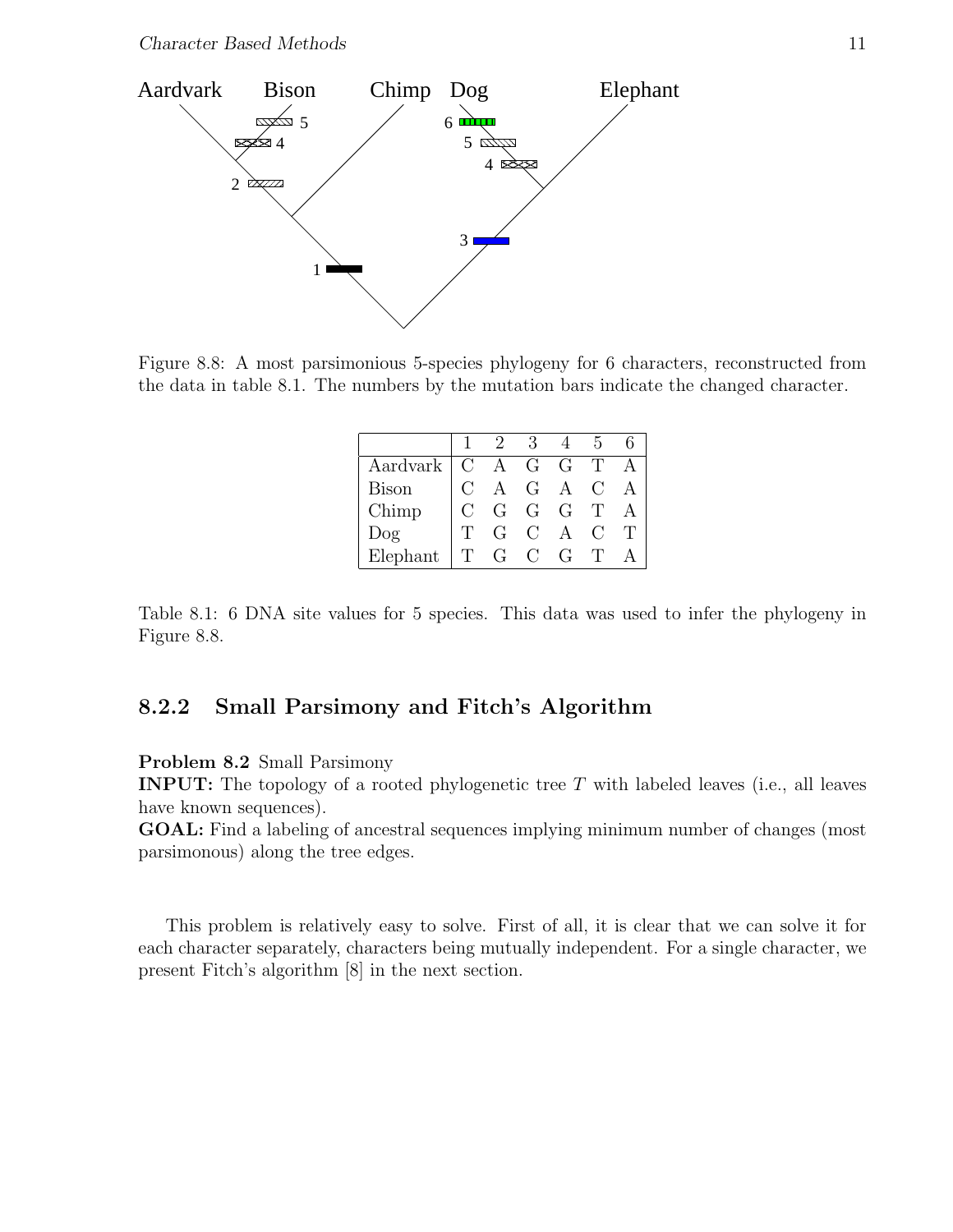Figure 8.8: A most parsimonious 5-species phylogeny for 6 characters, reconstructed from the data in table 8.1. The numbers by the mutation bars indicate the changed character.

|  | 1 | 2 | 3 | 4 | 5 | 6 |
|---|---|---|---|---|---|---|
| Aardvark | C | A | G | G | T | A |
| Bison | C | A | G | A | C | A |
| Chimp | C | G | G | G | T | A |
| Dog | T | G | C | A | C | T |
| Elephant | T | G | C | G | T | A |

Table 8.1: 6 DNA site values for 5 species. This data was used to infer the phylogeny in Figure 8.8.

### 8.2.2 Small Parsimony and Fitch's Algorithm

**Problem 8.2** Small Parsimony
**INPUT:** The topology of a rooted phylogenetic tree $T$ with labeled leaves (i.e., all leaves have known sequences).
**GOAL:** Find a labeling of ancestral sequences implying minimum number of changes (most parsimonious) along the tree edges.

This problem is relatively easy to solve. First of all, it is clear that we can solve it for each character separately, characters being mutually independent. For a single character, we present Fitch's algorithm [8] in the next section.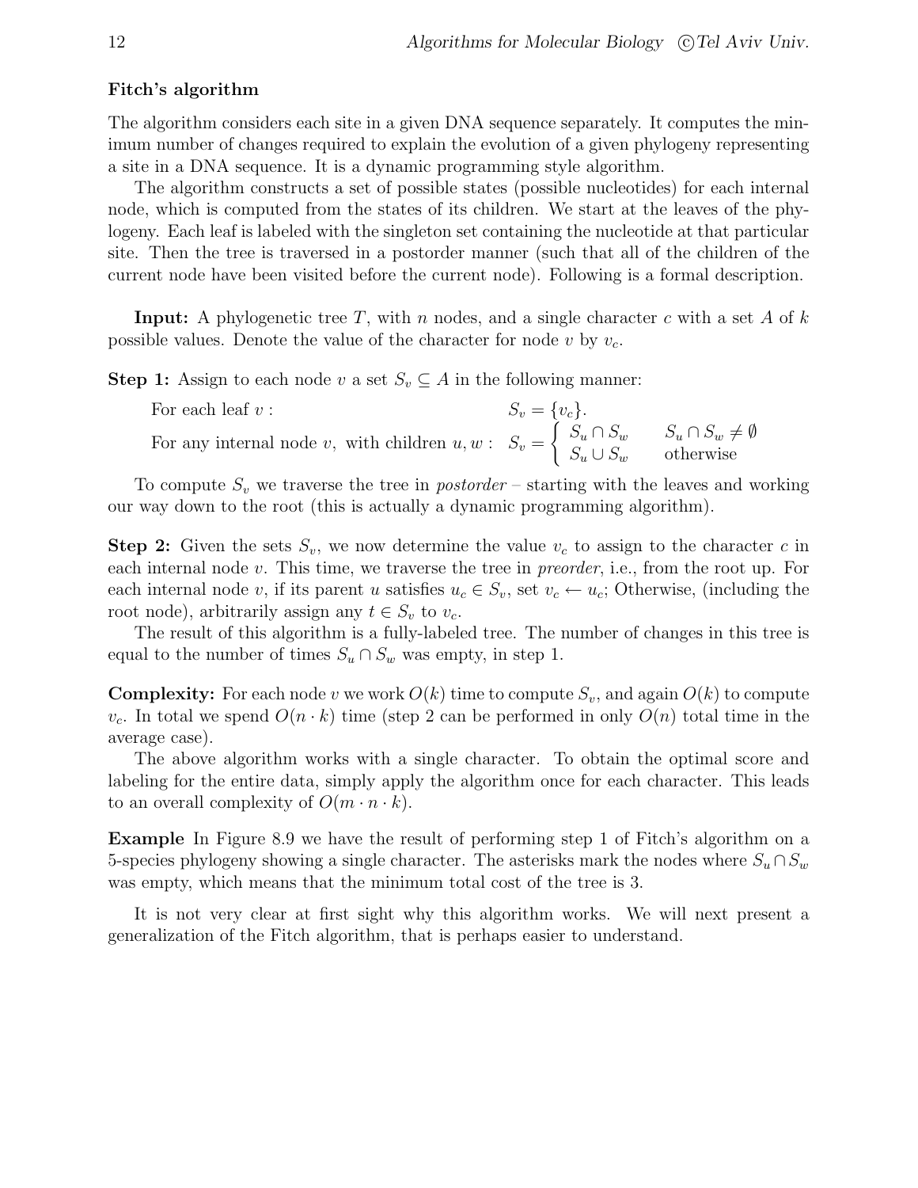### Fitch's algorithm

The algorithm considers each site in a given DNA sequence separately. It computes the minimum number of changes required to explain the evolution of a given phylogeny representing a site in a DNA sequence. It is a dynamic programming style algorithm.

The algorithm constructs a set of possible states (possible nucleotides) for each internal node, which is computed from the states of its children. We start at the leaves of the phylogeny. Each leaf is labeled with the singleton set containing the nucleotide at that particular site. Then the tree is traversed in a postorder manner (such that all of the children of the current node have been visited before the current node). Following is a formal description.

**Input:** A phylogenetic tree $T$, with $n$ nodes, and a single character $c$ with a set $A$ of $k$ possible values. Denote the value of the character for node $v$ by $v_c$.

**Step 1:** Assign to each node $v$ a set $S_v \subseteq A$ in the following manner:

For each leaf $v$ : $S_v = \{v_c\}$.

For any internal node $v$, with children $u, w$ : $S_v = \begin{cases} S_u \cap S_w & S_u \cap S_w \neq \emptyset \\ S_u \cup S_w & \text{otherwise} \end{cases}$

To compute $S_v$ we traverse the tree in *postorder* – starting with the leaves and working our way down to the root (this is actually a dynamic programming algorithm).

**Step 2:** Given the sets $S_v$, we now determine the value $v_c$ to assign to the character $c$ in each internal node $v$. This time, we traverse the tree in *preorder*, i.e., from the root up. For each internal node $v$, if its parent $u$ satisfies $u_c \in S_v$, set $v_c \leftarrow u_c$; Otherwise, (including the root node), arbitrarily assign any $t \in S_v$ to $v_c$.

The result of this algorithm is a fully-labeled tree. The number of changes in this tree is equal to the number of times $S_u \cap S_w$ was empty, in step 1.

**Complexity:** For each node $v$ we work $O(k)$ time to compute $S_v$, and again $O(k)$ to compute $v_c$. In total we spend $O(n \cdot k)$ time (step 2 can be performed in only $O(n)$ total time in the average case).

The above algorithm works with a single character. To obtain the optimal score and labeling for the entire data, simply apply the algorithm once for each character. This leads to an overall complexity of $O(m \cdot n \cdot k)$.

**Example** In Figure 8.9 we have the result of performing step 1 of Fitch's algorithm on a 5-species phylogeny showing a single character. The asterisks mark the nodes where $S_u \cap S_w$ was empty, which means that the minimum total cost of the tree is 3.

It is not very clear at first sight why this algorithm works. We will next present a generalization of the Fitch algorithm, that is perhaps easier to understand.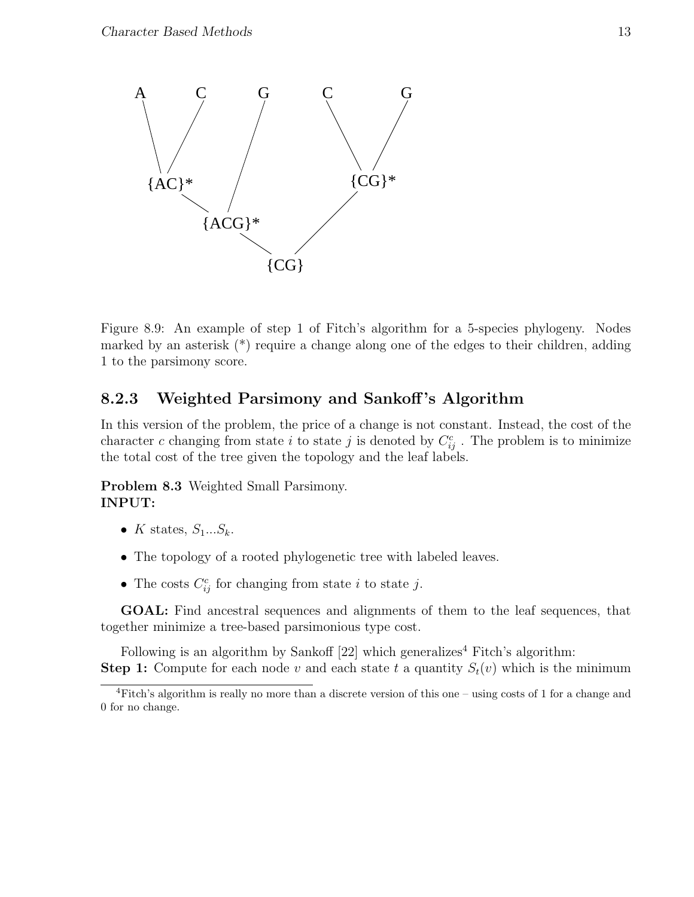Figure 8.9: An example of step 1 of Fitch's algorithm for a 5-species phylogeny. Nodes marked by an asterisk (*) require a change along one of the edges to their children, adding 1 to the parsimony score.

### 8.2.3 Weighted Parsimony and Sankoff's Algorithm

In this version of the problem, the price of a change is not constant. Instead, the cost of the character $c$ changing from state $i$ to state $j$ is denoted by $C^c_{ij}$ . The problem is to minimize the total cost of the tree given the topology and the leaf labels.

**Problem 8.3** Weighted Small Parsimony.
**INPUT:**

- $K$ states, $S_1 ... S_k$.
- The topology of a rooted phylogenetic tree with labeled leaves.
- The costs $C^c_{ij}$ for changing from state $i$ to state $j$.

**GOAL:** Find ancestral sequences and alignments of them to the leaf sequences, that together minimize a tree-based parsimonious type cost.

Following is an algorithm by Sankoff [22] which generalizes[4] Fitch's algorithm:
**Step 1:** Compute for each node $v$ and each state $t$ a quantity $S_t(v)$ which is the minimum

[4] Fitch's algorithm is really no more than a discrete version of this one – using costs of 1 for a change and 0 for no change.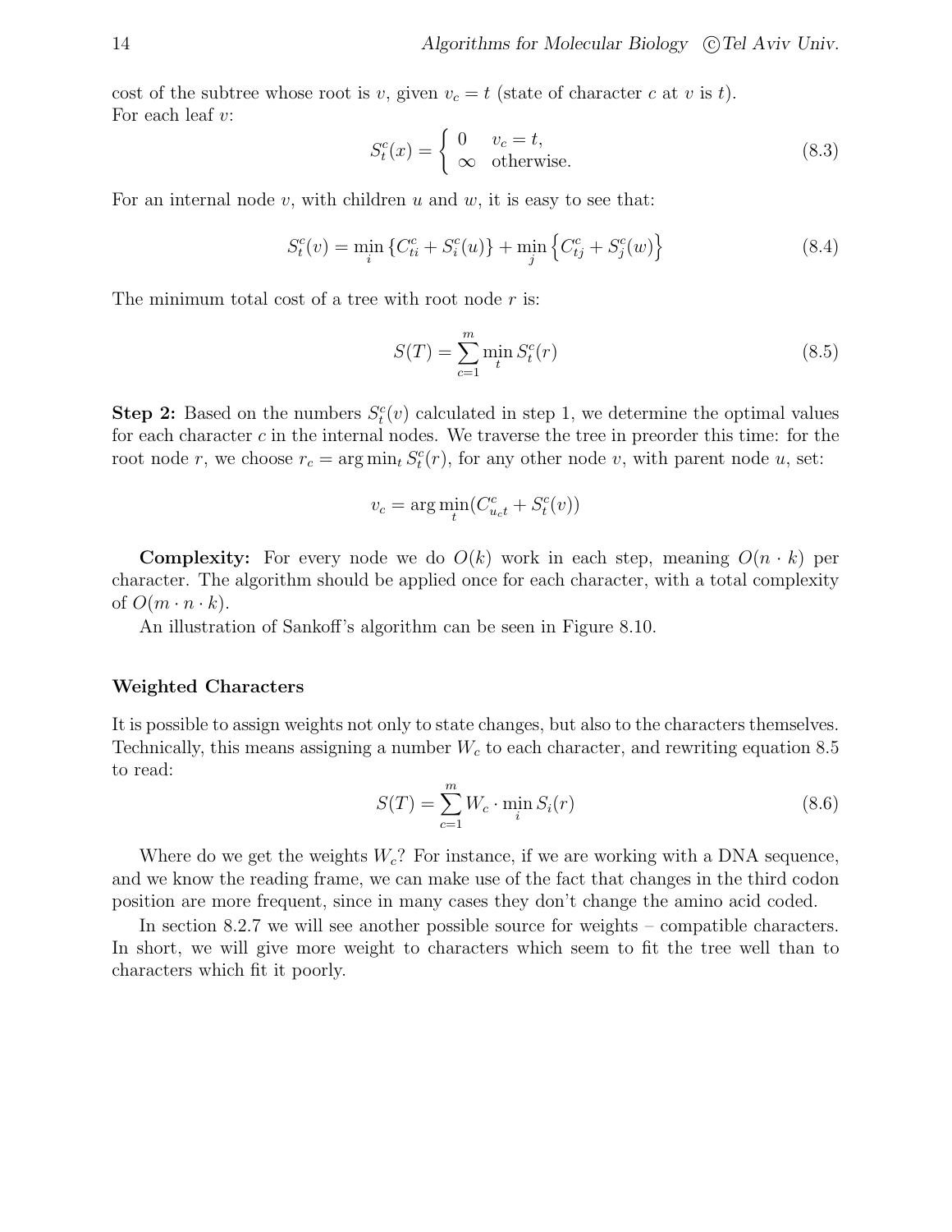cost of the subtree whose root is $v$, given $v_c = t$ (state of character $c$ at $v$ is $t$).
For each leaf $v$:

$$S_t^c(x) = \begin{cases} 0 & v_c = t, \\ \infty & \text{otherwise.} \end{cases} \tag{8.3}$$

For an internal node $v$, with children $u$ and $w$, it is easy to see that:

$$S_t^c(v) = \min_i \{C_{ti}^c + S_i^c(u)\} + \min_j \left\{C_{tj}^c + S_j^c(w)\right\} \tag{8.4}$$

The minimum total cost of a tree with root node $r$ is:

$$S(T) = \sum_{c=1}^{m} \min_t S_t^c(r) \tag{8.5}$$

**Step 2:** Based on the numbers $S_t^c(v)$ calculated in step 1, we determine the optimal values for each character $c$ in the internal nodes. We traverse the tree in preorder this time: for the root node $r$, we choose $r_c = \arg\min_t S_t^c(r)$, for any other node $v$, with parent node $u$, set:

$$v_c = \arg\min_t (C_{u_c t}^c + S_t^c(v))$$

**Complexity:** For every node we do $O(k)$ work in each step, meaning $O(n \cdot k)$ per character. The algorithm should be applied once for each character, with a total complexity of $O(m \cdot n \cdot k)$.

An illustration of Sankoff's algorithm can be seen in Figure 8.10.

### Weighted Characters

It is possible to assign weights not only to state changes, but also to the characters themselves. Technically, this means assigning a number $W_c$ to each character, and rewriting equation 8.5 to read:

$$S(T) = \sum_{c=1}^{m} W_c \cdot \min_i S_i(r) \tag{8.6}$$

Where do we get the weights $W_c$? For instance, if we are working with a DNA sequence, and we know the reading frame, we can make use of the fact that changes in the third codon position are more frequent, since in many cases they don't change the amino acid coded.

In section 8.2.7 we will see another possible source for weights – compatible characters. In short, we will give more weight to characters which seem to fit the tree well than to characters which fit it poorly.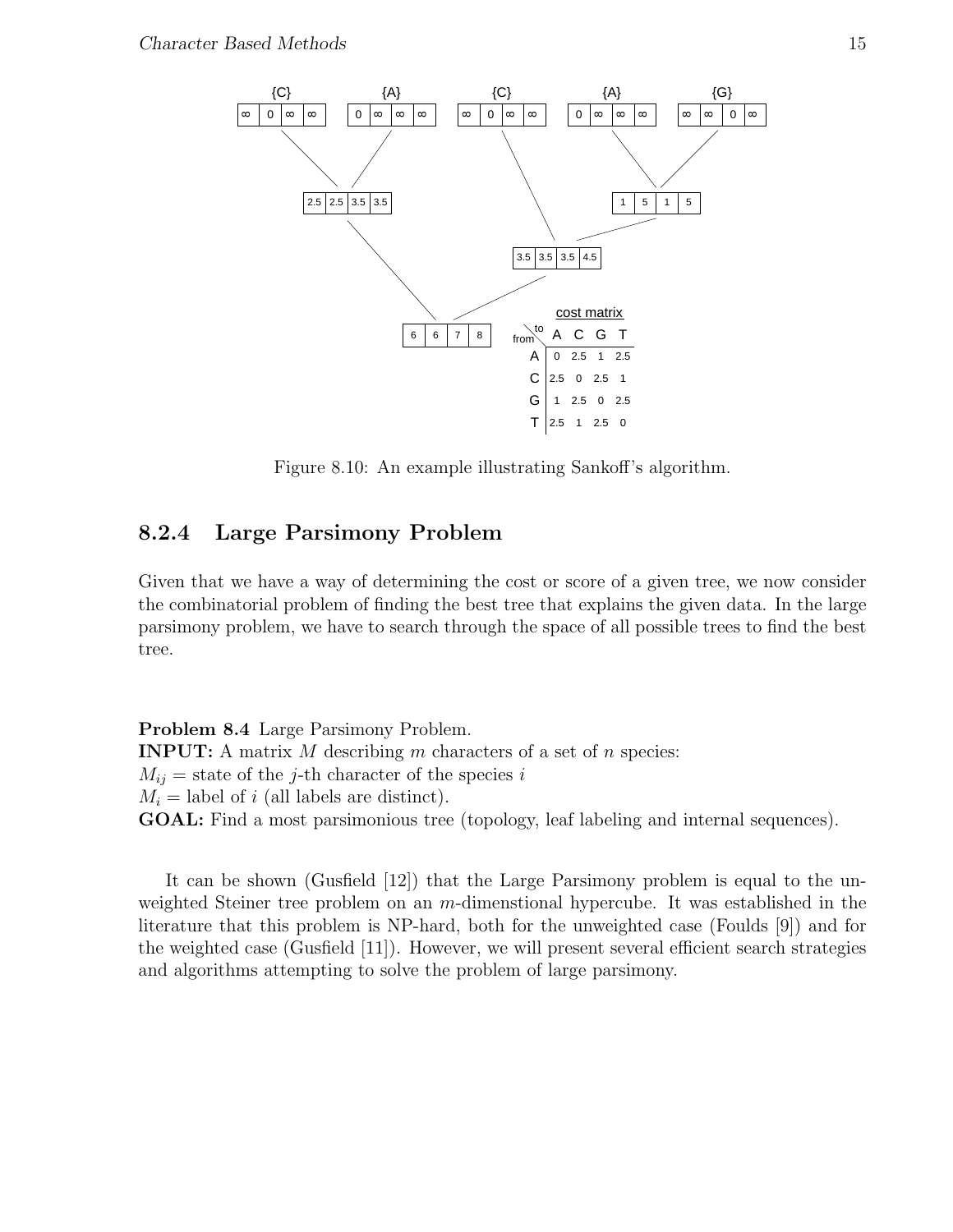Figure 8.10: An example illustrating Sankoff's algorithm.

### 8.2.4 Large Parsimony Problem

Given that we have a way of determining the cost or score of a given tree, we now consider the combinatorial problem of finding the best tree that explains the given data. In the large parsimony problem, we have to search through the space of all possible trees to find the best tree.

**Problem 8.4** Large Parsimony Problem.
**INPUT:** A matrix $M$ describing $m$ characters of a set of $n$ species:
$M_{ij}$ = state of the $j$-th character of the species $i$
$M_i$ = label of $i$ (all labels are distinct).
**GOAL:** Find a most parsimonious tree (topology, leaf labeling and internal sequences).

It can be shown (Gusfield [12]) that the Large Parsimony problem is equal to the unweighted Steiner tree problem on an $m$-dimenstional hypercube. It was established in the literature that this problem is NP-hard, both for the unweighted case (Foulds [9]) and for the weighted case (Gusfield [11]). However, we will present several efficient search strategies and algorithms attempting to solve the problem of large parsimony.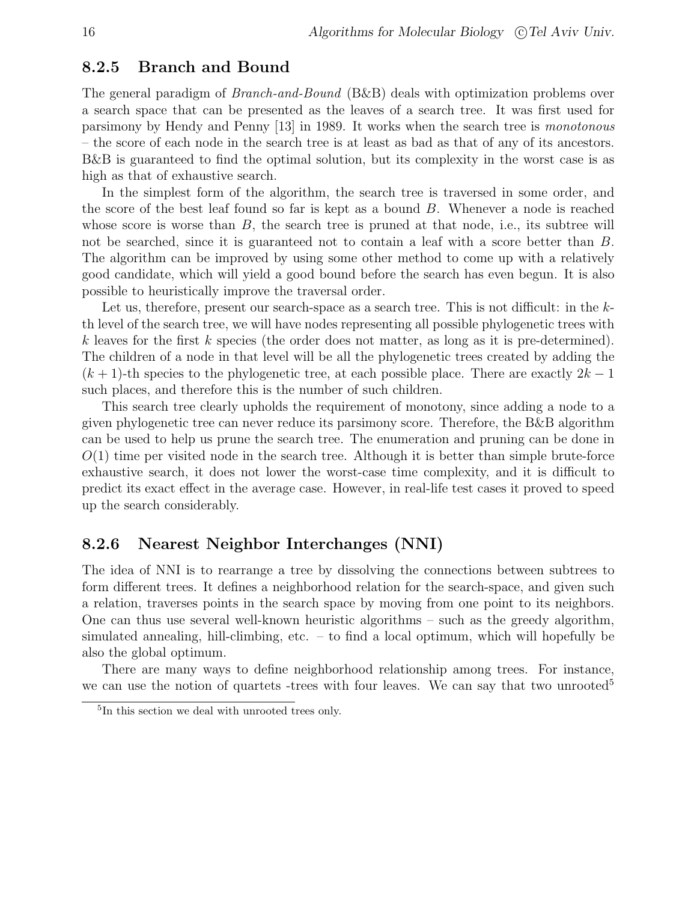### 8.2.5 Branch and Bound

The general paradigm of *Branch-and-Bound* (B&B) deals with optimization problems over a search space that can be presented as the leaves of a search tree. It was first used for parsimony by Hendy and Penny [13] in 1989. It works when the search tree is *monotonous* – the score of each node in the search tree is at least as bad as that of any of its ancestors. B&B is guaranteed to find the optimal solution, but its complexity in the worst case is as high as that of exhaustive search.

In the simplest form of the algorithm, the search tree is traversed in some order, and the score of the best leaf found so far is kept as a bound $B$. Whenever a node is reached whose score is worse than $B$, the search tree is pruned at that node, i.e., its subtree will not be searched, since it is guaranteed not to contain a leaf with a score better than $B$. The algorithm can be improved by using some other method to come up with a relatively good candidate, which will yield a good bound before the search has even begun. It is also possible to heuristically improve the traversal order.

Let us, therefore, present our search-space as a search tree. This is not difficult: in the $k$-th level of the search tree, we will have nodes representing all possible phylogenetic trees with $k$ leaves for the first $k$ species (the order does not matter, as long as it is pre-determined). The children of a node in that level will be all the phylogenetic trees created by adding the $(k+1)$-th species to the phylogenetic tree, at each possible place. There are exactly $2k-1$ such places, and therefore this is the number of such children.

This search tree clearly upholds the requirement of monotony, since adding a node to a given phylogenetic tree can never reduce its parsimony score. Therefore, the B&B algorithm can be used to help us prune the search tree. The enumeration and pruning can be done in $O(1)$ time per visited node in the search tree. Although it is better than simple brute-force exhaustive search, it does not lower the worst-case time complexity, and it is difficult to predict its exact effect in the average case. However, in real-life test cases it proved to speed up the search considerably.

### 8.2.6 Nearest Neighbor Interchanges (NNI)

The idea of NNI is to rearrange a tree by dissolving the connections between subtrees to form different trees. It defines a neighborhood relation for the search-space, and given such a relation, traverses points in the search space by moving from one point to its neighbors. One can thus use several well-known heuristic algorithms – such as the greedy algorithm, simulated annealing, hill-climbing, etc. – to find a local optimum, which will hopefully be also the global optimum.

There are many ways to define neighborhood relationship among trees. For instance, we can use the notion of quartets -trees with four leaves. We can say that two unrooted[5]

---

[5] In this section we deal with unrooted trees only.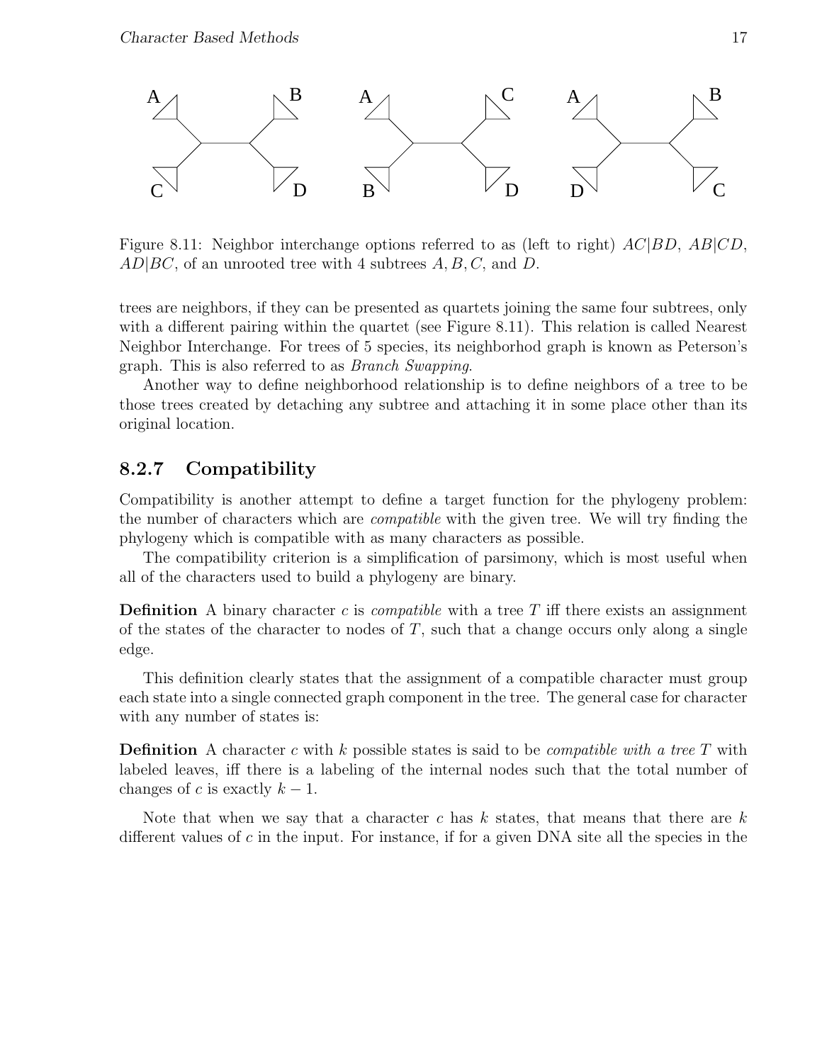Figure 8.11: Neighbor interchange options referred to as (left to right) $AC|BD$, $AB|CD$, $AD|BC$, of an unrooted tree with 4 subtrees $A, B, C$, and $D$.

trees are neighbors, if they can be presented as quartets joining the same four subtrees, only with a different pairing within the quartet (see Figure 8.11). This relation is called Nearest Neighbor Interchange. For trees of 5 species, its neighborhod graph is known as Peterson's graph. This is also referred to as *Branch Swapping*.

Another way to define neighborhood relationship is to define neighbors of a tree to be those trees created by detaching any subtree and attaching it in some place other than its original location.

### 8.2.7 Compatibility

Compatibility is another attempt to define a target function for the phylogeny problem: the number of characters which are *compatible* with the given tree. We will try finding the phylogeny which is compatible with as many characters as possible.

The compatibility criterion is a simplification of parsimony, which is most useful when all of the characters used to build a phylogeny are binary.

**Definition** A binary character $c$ is *compatible* with a tree $T$ iff there exists an assignment of the states of the character to nodes of $T$, such that a change occurs only along a single edge.

This definition clearly states that the assignment of a compatible character must group each state into a single connected graph component in the tree. The general case for character with any number of states is:

**Definition** A character $c$ with $k$ possible states is said to be *compatible with a tree* $T$ with labeled leaves, iff there is a labeling of the internal nodes such that the total number of changes of $c$ is exactly $k - 1$.

Note that when we say that a character $c$ has $k$ states, that means that there are $k$ different values of $c$ in the input. For instance, if for a given DNA site all the species in the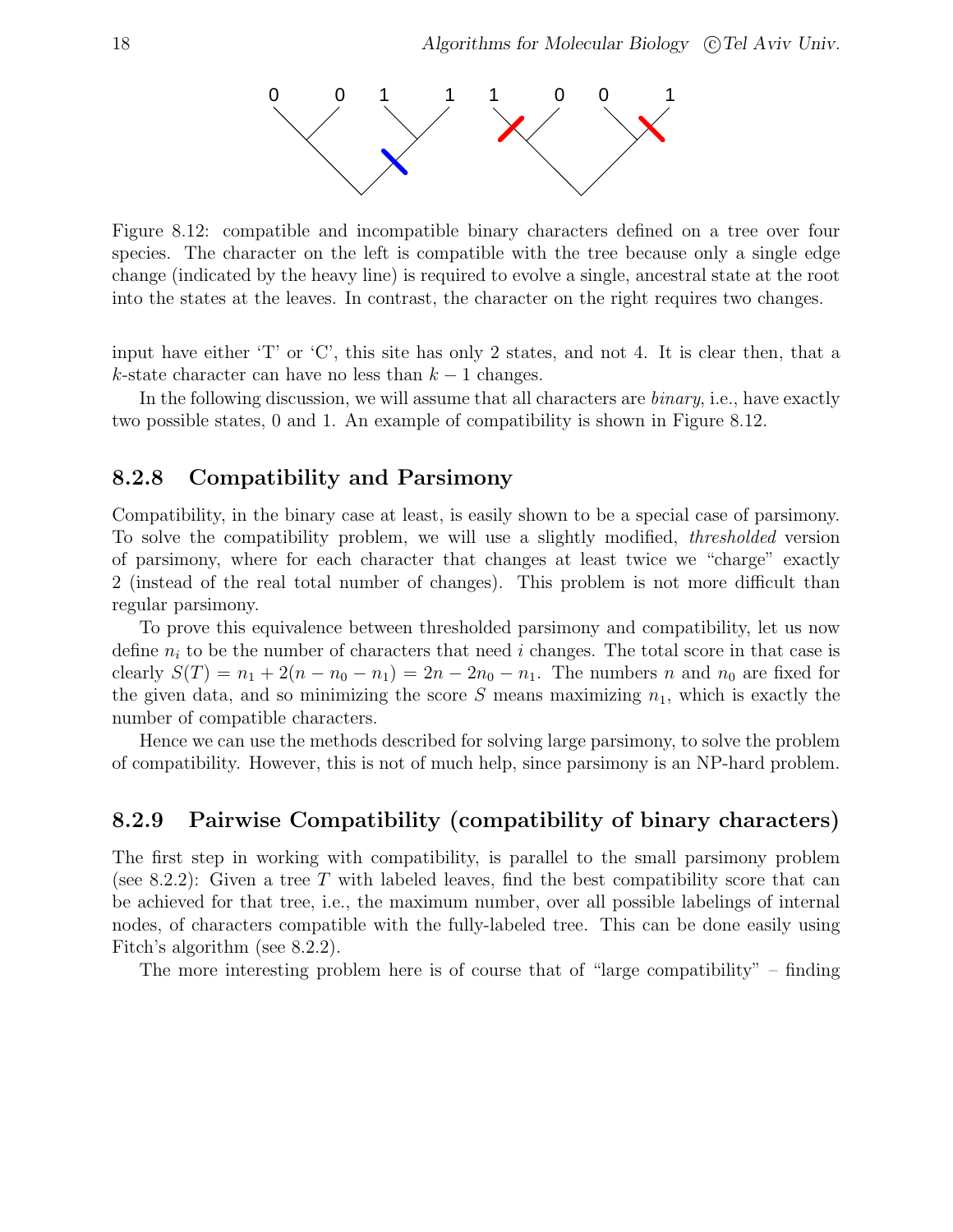Figure 8.12: compatible and incompatible binary characters defined on a tree over four species. The character on the left is compatible with the tree because only a single edge change (indicated by the heavy line) is required to evolve a single, ancestral state at the root into the states at the leaves. In contrast, the character on the right requires two changes.

input have either 'T' or 'C', this site has only 2 states, and not 4. It is clear then, that a $k$-state character can have no less than $k-1$ changes.

In the following discussion, we will assume that all characters are *binary*, i.e., have exactly two possible states, 0 and 1. An example of compatibility is shown in Figure 8.12.

### 8.2.8 Compatibility and Parsimony

Compatibility, in the binary case at least, is easily shown to be a special case of parsimony. To solve the compatibility problem, we will use a slightly modified, *thresholded* version of parsimony, where for each character that changes at least twice we "charge" exactly 2 (instead of the real total number of changes). This problem is not more difficult than regular parsimony.

To prove this equivalence between thresholded parsimony and compatibility, let us now define $n_i$ to be the number of characters that need $i$ changes. The total score in that case is clearly $S(T) = n_1 + 2(n - n_0 - n_1) = 2n - 2n_0 - n_1$. The numbers $n$ and $n_0$ are fixed for the given data, and so minimizing the score $S$ means maximizing $n_1$, which is exactly the number of compatible characters.

Hence we can use the methods described for solving large parsimony, to solve the problem of compatibility. However, this is not of much help, since parsimony is an NP-hard problem.

### 8.2.9 Pairwise Compatibility (compatibility of binary characters)

The first step in working with compatibility, is parallel to the small parsimony problem (see 8.2.2): Given a tree $T$ with labeled leaves, find the best compatibility score that can be achieved for that tree, i.e., the maximum number, over all possible labelings of internal nodes, of characters compatible with the fully-labeled tree. This can be done easily using Fitch's algorithm (see 8.2.2).

The more interesting problem here is of course that of "large compatibility" – finding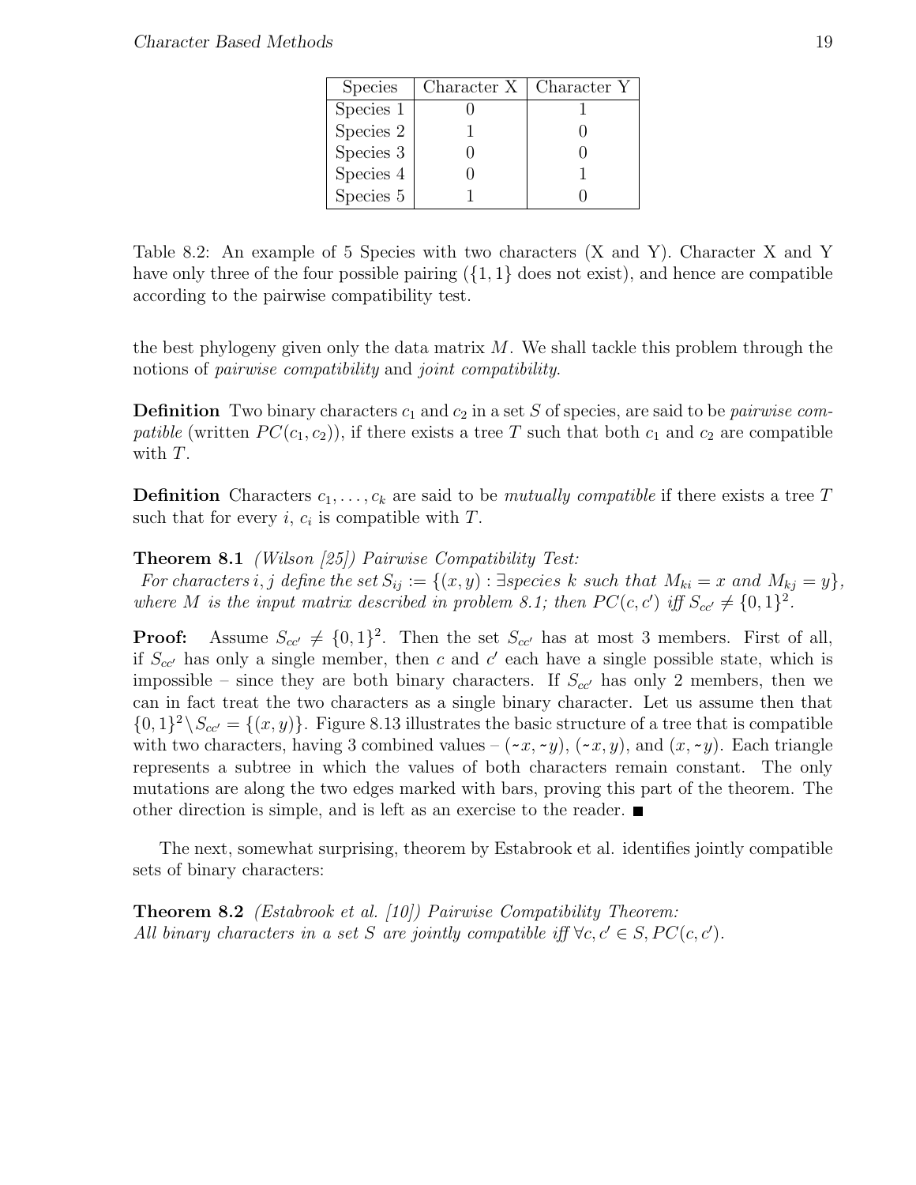| Species | Character X | Character Y |
|---|---|---|
| Species 1 | 0 | 1 |
| Species 2 | 1 | 0 |
| Species 3 | 0 | 0 |
| Species 4 | 0 | 1 |
| Species 5 | 1 | 0 |

Table 8.2: An example of 5 Species with two characters (X and Y). Character X and Y have only three of the four possible pairing ($\{1, 1\}$ does not exist), and hence are compatible according to the pairwise compatibility test.

the best phylogeny given only the data matrix $M$. We shall tackle this problem through the notions of *pairwise compatibility* and *joint compatibility*.

**Definition** Two binary characters $c_1$ and $c_2$ in a set $S$ of species, are said to be *pairwise compatible* (written $PC(c_1, c_2)$), if there exists a tree $T$ such that both $c_1$ and $c_2$ are compatible with $T$.

**Definition** Characters $c_1, \ldots, c_k$ are said to be *mutually compatible* if there exists a tree $T$ such that for every $i$, $c_i$ is compatible with $T$.

**Theorem 8.1** *(Wilson [25]) Pairwise Compatibility Test:*
*For characters $i, j$ define the set $S_{ij} := \{(x, y) : \exists \text{species } k \text{ such that } M_{ki} = x \text{ and } M_{kj} = y\}$, where $M$ is the input matrix described in problem 8.1; then $PC(c, c')$ iff $S_{cc'} \neq \{0, 1\}^2$.*

**Proof:** Assume $S_{cc'} \neq \{0, 1\}^2$. Then the set $S_{cc'}$ has at most 3 members. First of all, if $S_{cc'}$ has only a single member, then $c$ and $c'$ each have a single possible state, which is impossible – since they are both binary characters. If $S_{cc'}$ has only 2 members, then we can in fact treat the two characters as a single binary character. Let us assume then that $\{0, 1\}^2 \setminus S_{cc'} = \{(x, y)\}$. Figure 8.13 illustrates the basic structure of a tree that is compatible with two characters, having 3 combined values – $(\sim x, \sim y)$, $(\sim x, y)$, and $(x, \sim y)$. Each triangle represents a subtree in which the values of both characters remain constant. The only mutations are along the two edges marked with bars, proving this part of the theorem. The other direction is simple, and is left as an exercise to the reader. ■

The next, somewhat surprising, theorem by Estabrook et al. identifies jointly compatible sets of binary characters:

**Theorem 8.2** *(Estabrook et al. [10]) Pairwise Compatibility Theorem:*
*All binary characters in a set $S$ are jointly compatible iff $\forall c, c' \in S, PC(c, c')$.*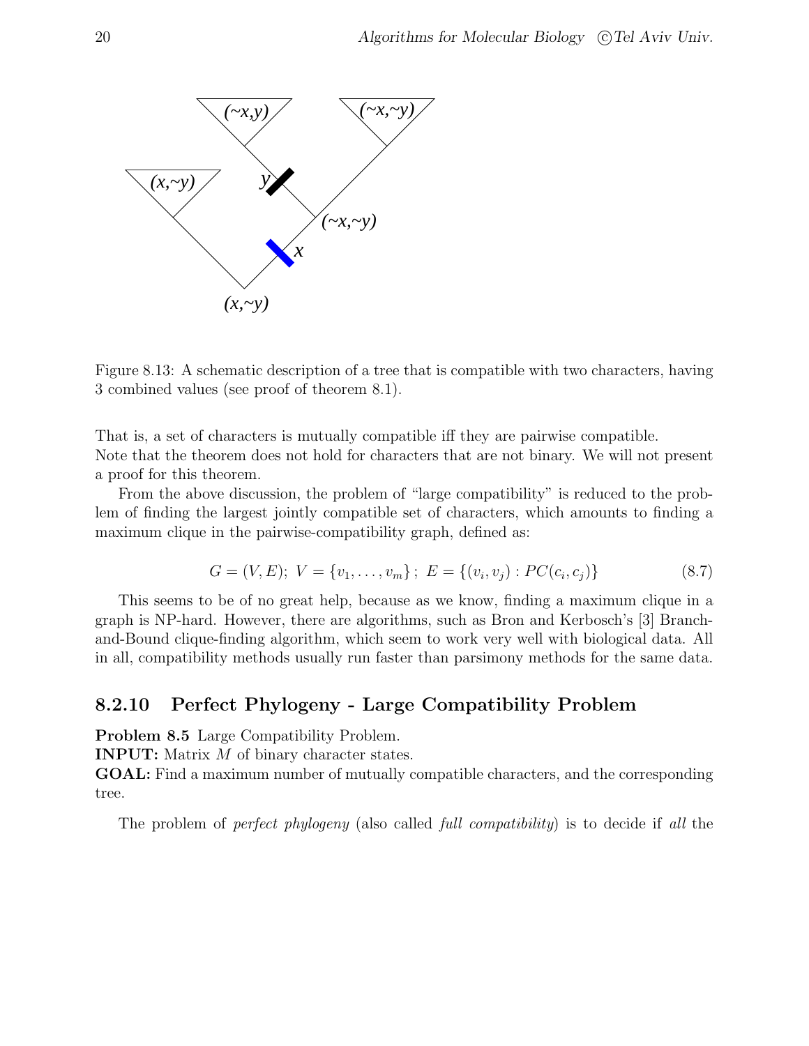Figure 8.13: A schematic description of a tree that is compatible with two characters, having 3 combined values (see proof of theorem 8.1).

That is, a set of characters is mutually compatible iff they are pairwise compatible.
Note that the theorem does not hold for characters that are not binary. We will not present a proof for this theorem.

From the above discussion, the problem of "large compatibility" is reduced to the problem of finding the largest jointly compatible set of characters, which amounts to finding a maximum clique in the pairwise-compatibility graph, defined as:

$$G = (V, E);\ V = \{v_1, \ldots, v_m\};\ E = \{(v_i, v_j) : PC(c_i, c_j)\} \tag{8.7}$$

This seems to be of no great help, because as we know, finding a maximum clique in a graph is NP-hard. However, there are algorithms, such as Bron and Kerbosch's [3] Branch-and-Bound clique-finding algorithm, which seem to work very well with biological data. All in all, compatibility methods usually run faster than parsimony methods for the same data.

### 8.2.10 Perfect Phylogeny - Large Compatibility Problem

**Problem 8.5** Large Compatibility Problem.
**INPUT:** Matrix $M$ of binary character states.
**GOAL:** Find a maximum number of mutually compatible characters, and the corresponding tree.

The problem of *perfect phylogeny* (also called *full compatibility*) is to decide if *all* the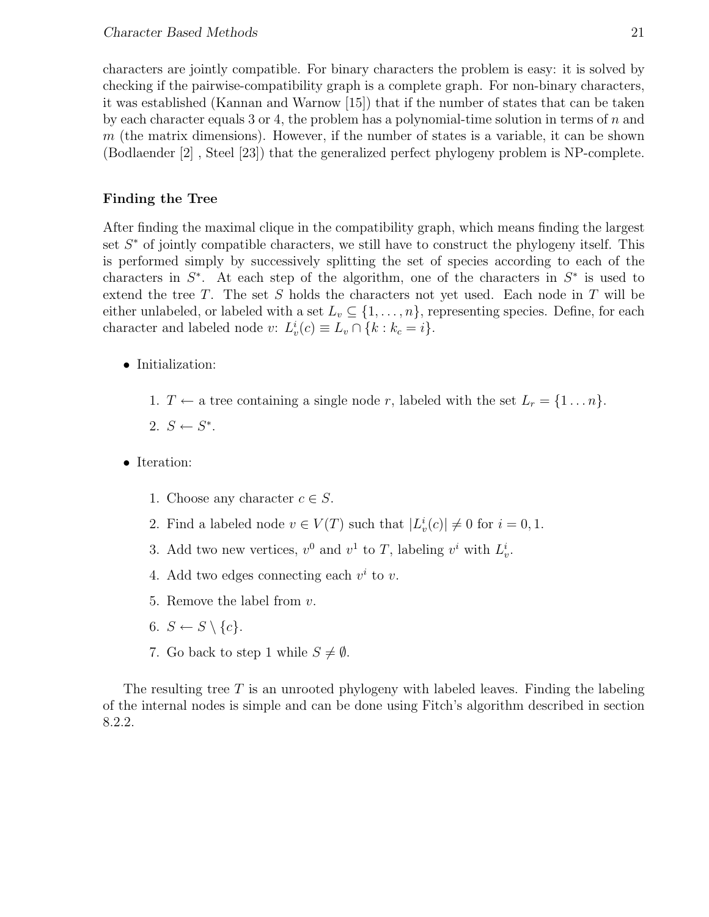characters are jointly compatible. For binary characters the problem is easy: it is solved by checking if the pairwise-compatibility graph is a complete graph. For non-binary characters, it was established (Kannan and Warnow [15]) that if the number of states that can be taken by each character equals 3 or 4, the problem has a polynomial-time solution in terms of $n$ and $m$ (the matrix dimensions). However, if the number of states is a variable, it can be shown (Bodlaender [2] , Steel [23]) that the generalized perfect phylogeny problem is NP-complete.

### Finding the Tree

After finding the maximal clique in the compatibility graph, which means finding the largest set $S^*$ of jointly compatible characters, we still have to construct the phylogeny itself. This is performed simply by successively splitting the set of species according to each of the characters in $S^*$. At each step of the algorithm, one of the characters in $S^*$ is used to extend the tree $T$. The set $S$ holds the characters not yet used. Each node in $T$ will be either unlabeled, or labeled with a set $L_v \subseteq \{1, \ldots, n\}$, representing species. Define, for each character and labeled node $v$: $L_v^i(c) \equiv L_v \cap \{k : k_c = i\}$.

- Initialization:
  1. $T \leftarrow$ a tree containing a single node $r$, labeled with the set $L_r = \{1 \ldots n\}$.
  2. $S \leftarrow S^*$.
- Iteration:
  1. Choose any character $c \in S$.
  2. Find a labeled node $v \in V(T)$ such that $|L_v^i(c)| \neq 0$ for $i = 0, 1$.
  3. Add two new vertices, $v^0$ and $v^1$ to $T$, labeling $v^i$ with $L_v^i$.
  4. Add two edges connecting each $v^i$ to $v$.
  5. Remove the label from $v$.
  6. $S \leftarrow S \setminus \{c\}$.
  7. Go back to step 1 while $S \neq \emptyset$.

The resulting tree $T$ is an unrooted phylogeny with labeled leaves. Finding the labeling of the internal nodes is simple and can be done using Fitch's algorithm described in section 8.2.2.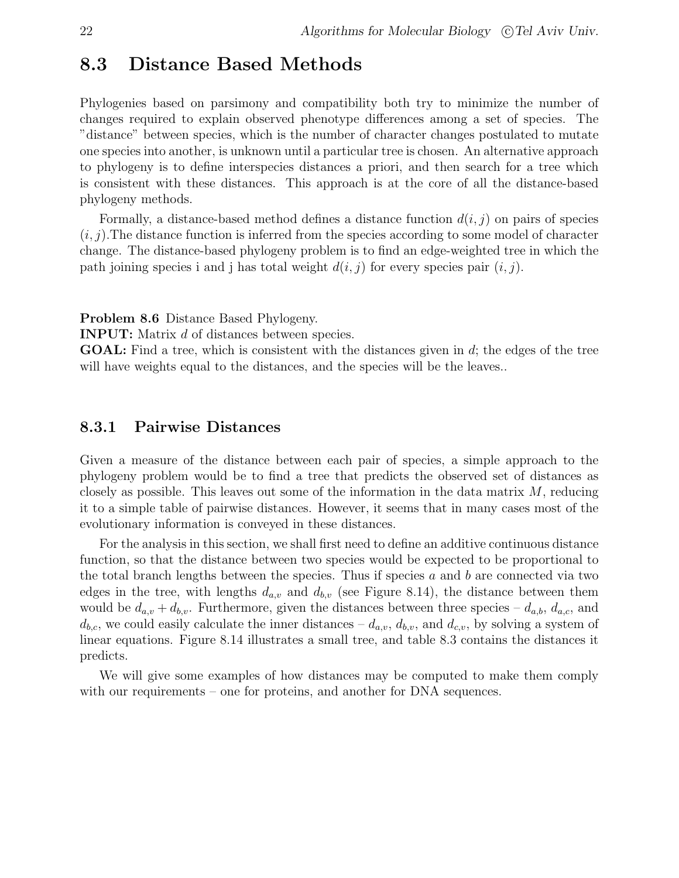## 8.3 Distance Based Methods

Phylogenies based on parsimony and compatibility both try to minimize the number of changes required to explain observed phenotype differences among a set of species. The "distance" between species, which is the number of character changes postulated to mutate one species into another, is unknown until a particular tree is chosen. An alternative approach to phylogeny is to define interspecies distances a priori, and then search for a tree which is consistent with these distances. This approach is at the core of all the distance-based phylogeny methods.

Formally, a distance-based method defines a distance function $d(i, j)$ on pairs of species $(i, j)$.The distance function is inferred from the species according to some model of character change. The distance-based phylogeny problem is to find an edge-weighted tree in which the path joining species i and j has total weight $d(i, j)$ for every species pair $(i, j)$.

**Problem 8.6** Distance Based Phylogeny.
**INPUT:** Matrix $d$ of distances between species.
**GOAL:** Find a tree, which is consistent with the distances given in $d$; the edges of the tree will have weights equal to the distances, and the species will be the leaves..

### 8.3.1 Pairwise Distances

Given a measure of the distance between each pair of species, a simple approach to the phylogeny problem would be to find a tree that predicts the observed set of distances as closely as possible. This leaves out some of the information in the data matrix $M$, reducing it to a simple table of pairwise distances. However, it seems that in many cases most of the evolutionary information is conveyed in these distances.

For the analysis in this section, we shall first need to define an additive continuous distance function, so that the distance between two species would be expected to be proportional to the total branch lengths between the species. Thus if species $a$ and $b$ are connected via two edges in the tree, with lengths $d_{a,v}$ and $d_{b,v}$ (see Figure 8.14), the distance between them would be $d_{a,v} + d_{b,v}$. Furthermore, given the distances between three species – $d_{a,b}$, $d_{a,c}$, and $d_{b,c}$, we could easily calculate the inner distances – $d_{a,v}$, $d_{b,v}$, and $d_{c,v}$, by solving a system of linear equations. Figure 8.14 illustrates a small tree, and table 8.3 contains the distances it predicts.

We will give some examples of how distances may be computed to make them comply with our requirements – one for proteins, and another for DNA sequences.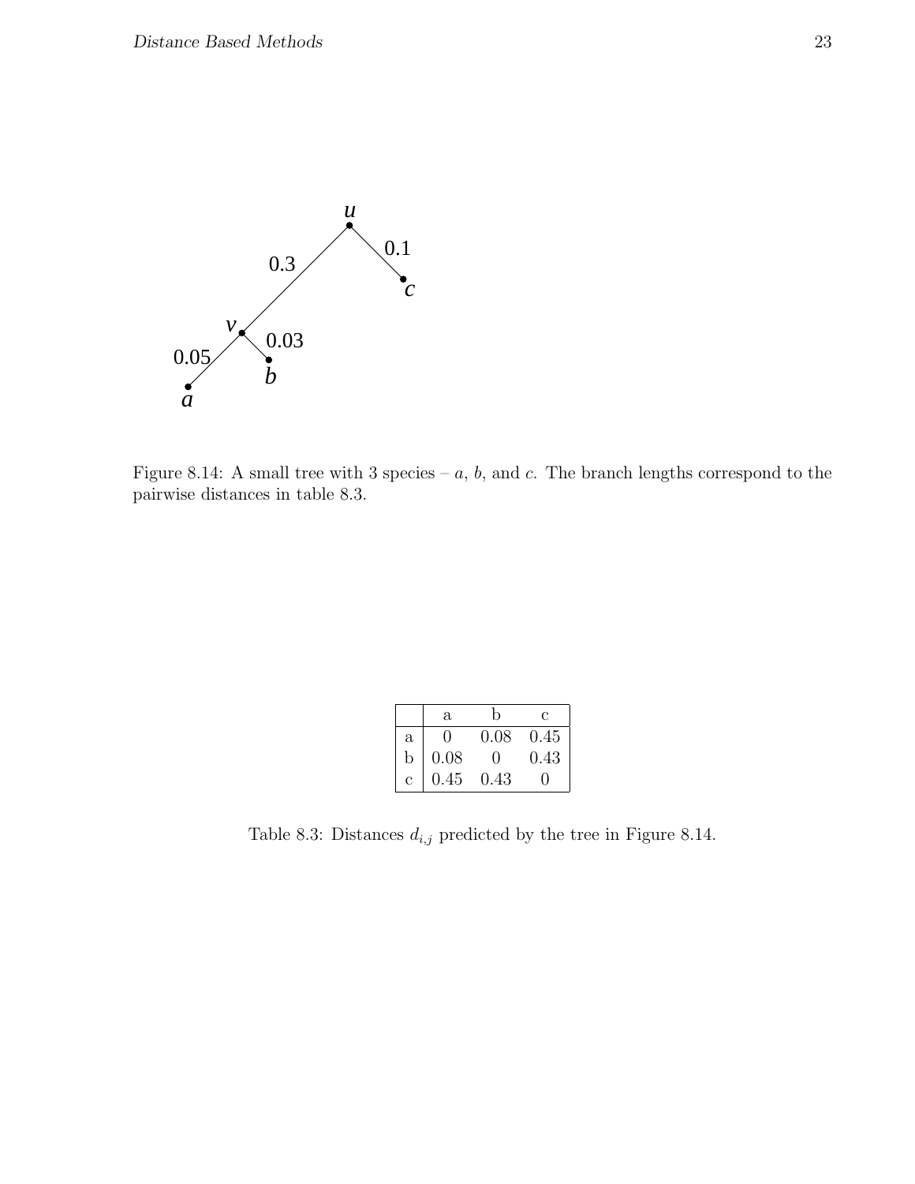Figure 8.14: A small tree with 3 species – $a$, $b$, and $c$. The branch lengths correspond to the pairwise distances in table 8.3.

| | a | b | c |
|---|---|---|---|
| a | 0 | 0.08 | 0.45 |
| b | 0.08 | 0 | 0.43 |
| c | 0.45 | 0.43 | 0 |

Table 8.3: Distances $d_{i,j}$ predicted by the tree in Figure 8.14.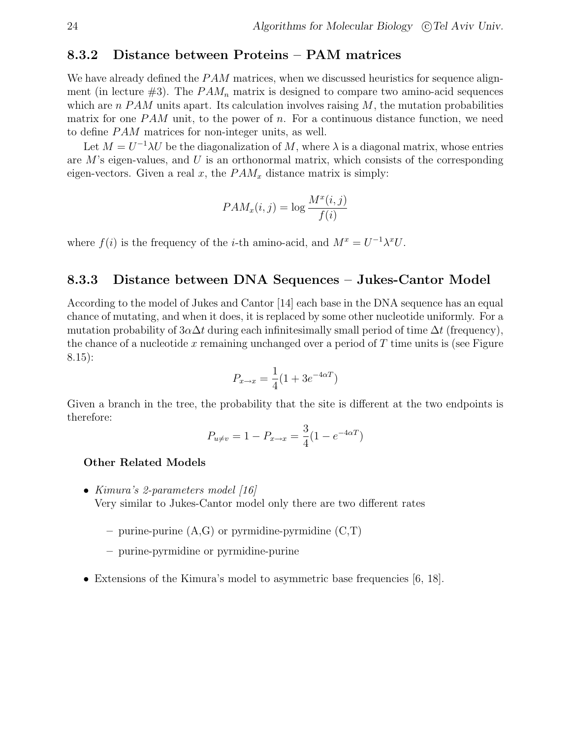### 8.3.2 Distance between Proteins – PAM matrices

We have already defined the $PAM$ matrices, when we discussed heuristics for sequence alignment (in lecture #3). The $PAM_n$ matrix is designed to compare two amino-acid sequences which are $n$ $PAM$ units apart. Its calculation involves raising $M$, the mutation probabilities matrix for one $PAM$ unit, to the power of $n$. For a continuous distance function, we need to define $PAM$ matrices for non-integer units, as well.

Let $M = U^{-1}\lambda U$ be the diagonalization of $M$, where $\lambda$ is a diagonal matrix, whose entries are $M$'s eigen-values, and $U$ is an orthonormal matrix, which consists of the corresponding eigen-vectors. Given a real $x$, the $PAM_x$ distance matrix is simply:

$$PAM_x(i,j) = \log \frac{M^x(i,j)}{f(i)}$$

where $f(i)$ is the frequency of the $i$-th amino-acid, and $M^x = U^{-1}\lambda^x U$.

### 8.3.3 Distance between DNA Sequences – Jukes-Cantor Model

According to the model of Jukes and Cantor [14] each base in the DNA sequence has an equal chance of mutating, and when it does, it is replaced by some other nucleotide uniformly. For a mutation probability of $3\alpha\Delta t$ during each infinitesimally small period of time $\Delta t$ (frequency), the chance of a nucleotide $x$ remaining unchanged over a period of $T$ time units is (see Figure 8.15):

$$P_{x \to x} = \frac{1}{4}(1 + 3e^{-4\alpha T})$$

Given a branch in the tree, the probability that the site is different at the two endpoints is therefore:

$$P_{u \neq v} = 1 - P_{x \to x} = \frac{3}{4}(1 - e^{-4\alpha T})$$

**Other Related Models**

- *Kimura's 2-parameters model [16]*
  Very similar to Jukes-Cantor model only there are two different rates
  - purine-purine (A,G) or pyrmidine-pyrmidine (C,T)
  - purine-pyrmidine or pyrmidine-purine
- Extensions of the Kimura's model to asymmetric base frequencies [6, 18].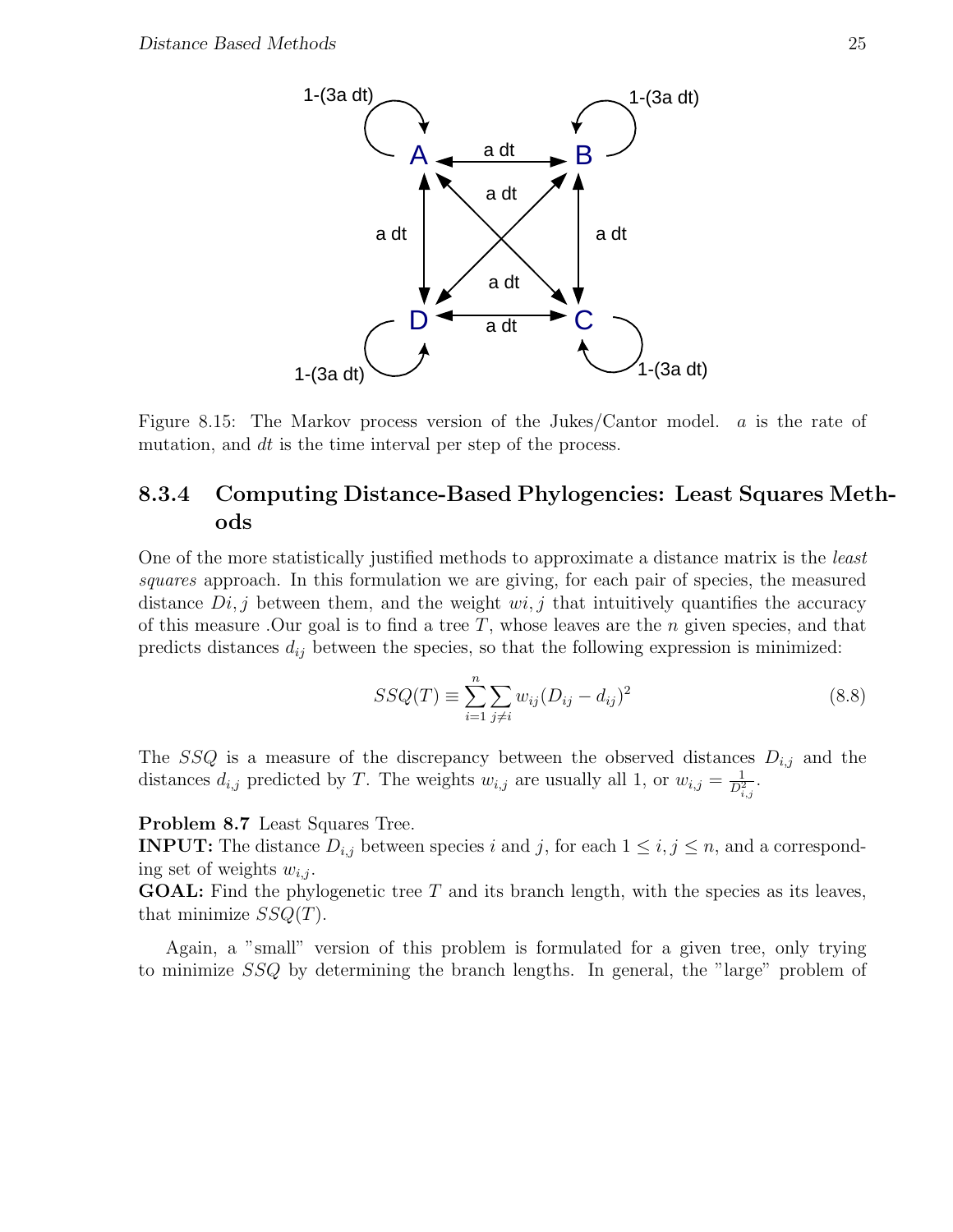Figure 8.15: The Markov process version of the Jukes/Cantor model. $a$ is the rate of mutation, and $dt$ is the time interval per step of the process.

### 8.3.4 Computing Distance-Based Phylogencies: Least Squares Methods

One of the more statistically justified methods to approximate a distance matrix is the *least squares* approach. In this formulation we are giving, for each pair of species, the measured distance $Di, j$ between them, and the weight $wi, j$ that intuitively quantifies the accuracy of this measure .Our goal is to find a tree $T$, whose leaves are the $n$ given species, and that predicts distances $d_{ij}$ between the species, so that the following expression is minimized:

$$SSQ(T) \equiv \sum_{i=1}^{n} \sum_{j \neq i} w_{ij}(D_{ij} - d_{ij})^2 \tag{8.8}$$

The $SSQ$ is a measure of the discrepancy between the observed distances $D_{i,j}$ and the distances $d_{i,j}$ predicted by $T$. The weights $w_{i,j}$ are usually all 1, or $w_{i,j} = \frac{1}{D_{i,j}^2}$.

**Problem 8.7** Least Squares Tree.
**INPUT:** The distance $D_{i,j}$ between species $i$ and $j$, for each $1 \leq i, j \leq n$, and a corresponding set of weights $w_{i,j}$.
**GOAL:** Find the phylogenetic tree $T$ and its branch length, with the species as its leaves, that minimize $SSQ(T)$.

Again, a "small" version of this problem is formulated for a given tree, only trying to minimize $SSQ$ by determining the branch lengths. In general, the "large" problem of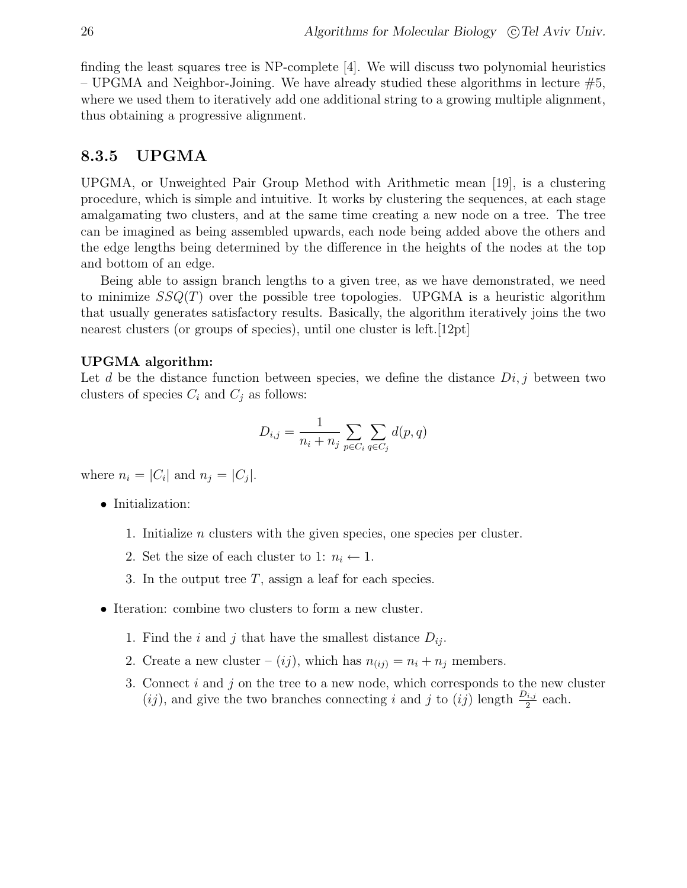finding the least squares tree is NP-complete [4]. We will discuss two polynomial heuristics – UPGMA and Neighbor-Joining. We have already studied these algorithms in lecture #5, where we used them to iteratively add one additional string to a growing multiple alignment, thus obtaining a progressive alignment.

### 8.3.5 UPGMA

UPGMA, or Unweighted Pair Group Method with Arithmetic mean [19], is a clustering procedure, which is simple and intuitive. It works by clustering the sequences, at each stage amalgamating two clusters, and at the same time creating a new node on a tree. The tree can be imagined as being assembled upwards, each node being added above the others and the edge lengths being determined by the difference in the heights of the nodes at the top and bottom of an edge.

Being able to assign branch lengths to a given tree, as we have demonstrated, we need to minimize $SSQ(T)$ over the possible tree topologies. UPGMA is a heuristic algorithm that usually generates satisfactory results. Basically, the algorithm iteratively joins the two nearest clusters (or groups of species), until one cluster is left.[12pt]

**UPGMA algorithm:**
Let $d$ be the distance function between species, we define the distance $Di, j$ between two clusters of species $C_i$ and $C_j$ as follows:

$$D_{i,j} = \frac{1}{n_i + n_j} \sum_{p \in C_i} \sum_{q \in C_j} d(p, q)$$

where $n_i = |C_i|$ and $n_j = |C_j|$.

- Initialization:
  1. Initialize $n$ clusters with the given species, one species per cluster.
  2. Set the size of each cluster to 1: $n_i \leftarrow 1$.
  3. In the output tree $T$, assign a leaf for each species.
- Iteration: combine two clusters to form a new cluster.
  1. Find the $i$ and $j$ that have the smallest distance $D_{ij}$.
  2. Create a new cluster – $(ij)$, which has $n_{(ij)} = n_i + n_j$ members.
  3. Connect $i$ and $j$ on the tree to a new node, which corresponds to the new cluster $(ij)$, and give the two branches connecting $i$ and $j$ to $(ij)$ length $\frac{D_{i,j}}{2}$ each.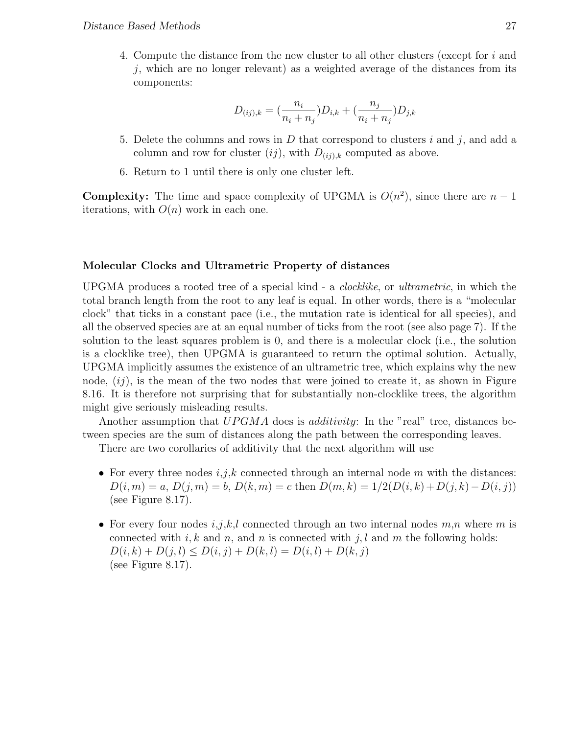4. Compute the distance from the new cluster to all other clusters (except for $i$ and $j$, which are no longer relevant) as a weighted average of the distances from its components:

$$D_{(ij),k} = (\frac{n_i}{n_i + n_j})D_{i,k} + (\frac{n_j}{n_i + n_j})D_{j,k}$$

5. Delete the columns and rows in $D$ that correspond to clusters $i$ and $j$, and add a column and row for cluster $(ij)$, with $D_{(ij),k}$ computed as above.
6. Return to 1 until there is only one cluster left.

**Complexity:** The time and space complexity of UPGMA is $O(n^2)$, since there are $n-1$ iterations, with $O(n)$ work in each one.

### Molecular Clocks and Ultrametric Property of distances

UPGMA produces a rooted tree of a special kind - a *clocklike*, or *ultrametric*, in which the total branch length from the root to any leaf is equal. In other words, there is a "molecular clock" that ticks in a constant pace (i.e., the mutation rate is identical for all species), and all the observed species are at an equal number of ticks from the root (see also page 7). If the solution to the least squares problem is 0, and there is a molecular clock (i.e., the solution is a clocklike tree), then UPGMA is guaranteed to return the optimal solution. Actually, UPGMA implicitly assumes the existence of an ultrametric tree, which explains why the new node, $(ij)$, is the mean of the two nodes that were joined to create it, as shown in Figure 8.16. It is therefore not surprising that for substantially non-clocklike trees, the algorithm might give seriously misleading results.

Another assumption that $UPGMA$ does is *additivity*: In the "real" tree, distances between species are the sum of distances along the path between the corresponding leaves.

There are two corollaries of additivity that the next algorithm will use

- For every three nodes $i$,$j$,$k$ connected through an internal node $m$ with the distances: $D(i,m) = a$, $D(j,m) = b$, $D(k,m) = c$ then $D(m,k) = 1/2(D(i,k) + D(j,k) - D(i,j))$ (see Figure 8.17).

- For every four nodes $i$,$j$,$k$,$l$ connected through an two internal nodes $m$,$n$ where $m$ is connected with $i,k$ and $n$, and $n$ is connected with $j,l$ and $m$ the following holds: $D(i,k) + D(j,l) \leq D(i,j) + D(k,l) = D(i,l) + D(k,j)$ (see Figure 8.17).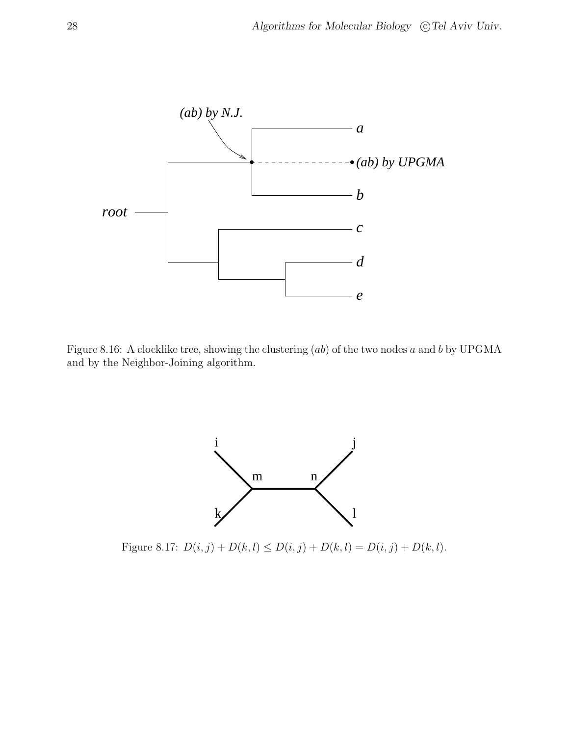Figure 8.16: A clocklike tree, showing the clustering $(ab)$ of the two nodes $a$ and $b$ by UPGMA and by the Neighbor-Joining algorithm.

Figure 8.17: $D(i,j) + D(k,l) \leq D(i,j) + D(k,l) = D(i,j) + D(k,l)$.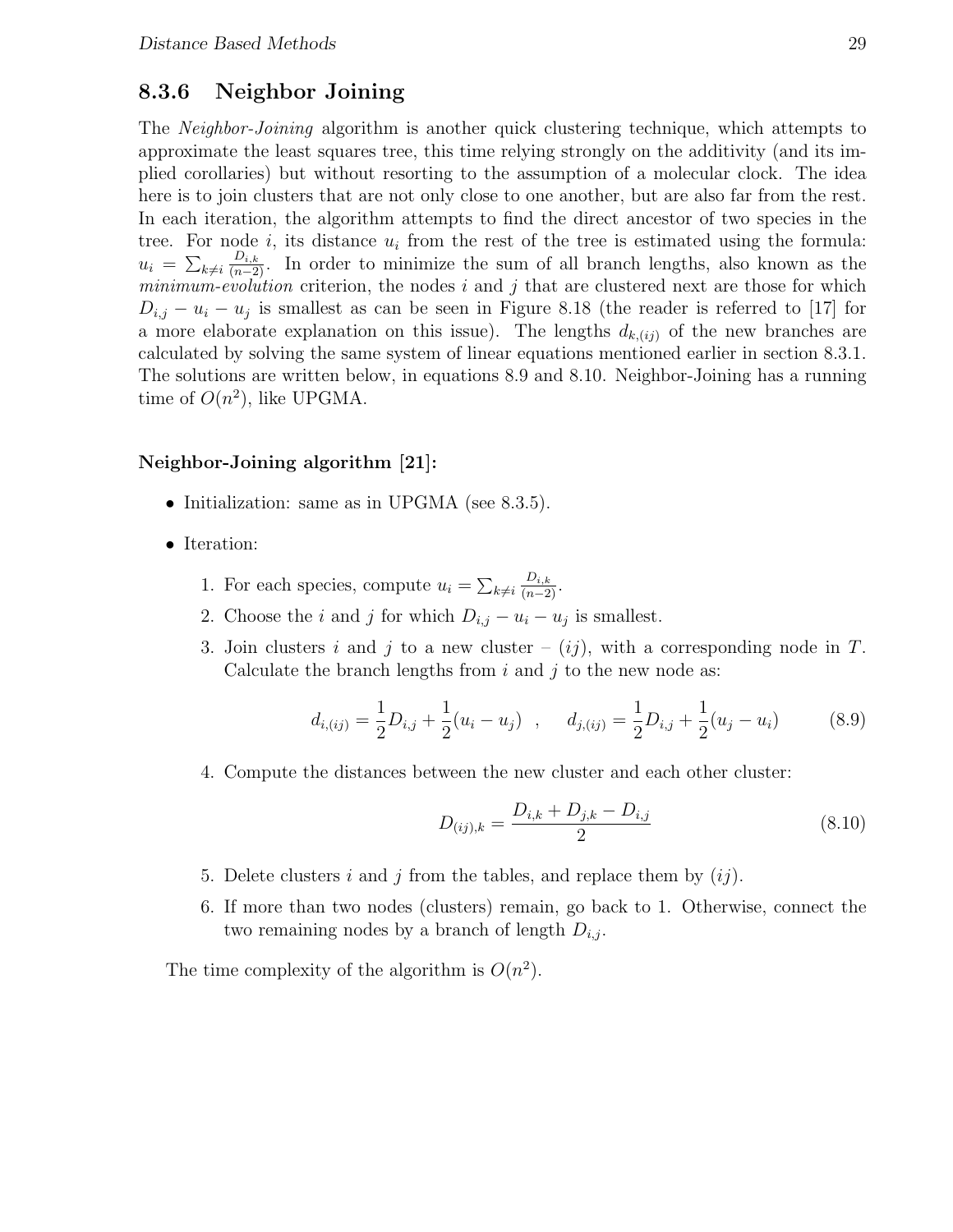### 8.3.6 Neighbor Joining

The *Neighbor-Joining* algorithm is another quick clustering technique, which attempts to approximate the least squares tree, this time relying strongly on the additivity (and its implied corollaries) but without resorting to the assumption of a molecular clock. The idea here is to join clusters that are not only close to one another, but are also far from the rest. In each iteration, the algorithm attempts to find the direct ancestor of two species in the tree. For node $i$, its distance $u_i$ from the rest of the tree is estimated using the formula: $u_i = \sum_{k \neq i} \frac{D_{i,k}}{(n-2)}$. In order to minimize the sum of all branch lengths, also known as the *minimum-evolution* criterion, the nodes $i$ and $j$ that are clustered next are those for which $D_{i,j} - u_i - u_j$ is smallest as can be seen in Figure 8.18 (the reader is referred to [17] for a more elaborate explanation on this issue). The lengths $d_{k,(ij)}$ of the new branches are calculated by solving the same system of linear equations mentioned earlier in section 8.3.1. The solutions are written below, in equations 8.9 and 8.10. Neighbor-Joining has a running time of $O(n^2)$, like UPGMA.

**Neighbor-Joining algorithm [21]:**

- Initialization: same as in UPGMA (see 8.3.5).
- Iteration:
  1. For each species, compute $u_i = \sum_{k \neq i} \frac{D_{i,k}}{(n-2)}$.
  2. Choose the $i$ and $j$ for which $D_{i,j} - u_i - u_j$ is smallest.
  3. Join clusters $i$ and $j$ to a new cluster – $(ij)$, with a corresponding node in $T$. Calculate the branch lengths from $i$ and $j$ to the new node as:

$$d_{i,(ij)} = \frac{1}{2}D_{i,j} + \frac{1}{2}(u_i - u_j) \quad , \quad d_{j,(ij)} = \frac{1}{2}D_{i,j} + \frac{1}{2}(u_j - u_i) \tag{8.9}$$

  4. Compute the distances between the new cluster and each other cluster:

$$D_{(ij),k} = \frac{D_{i,k} + D_{j,k} - D_{i,j}}{2} \tag{8.10}$$

  5. Delete clusters $i$ and $j$ from the tables, and replace them by $(ij)$.
  6. If more than two nodes (clusters) remain, go back to 1. Otherwise, connect the two remaining nodes by a branch of length $D_{i,j}$.

The time complexity of the algorithm is $O(n^2)$.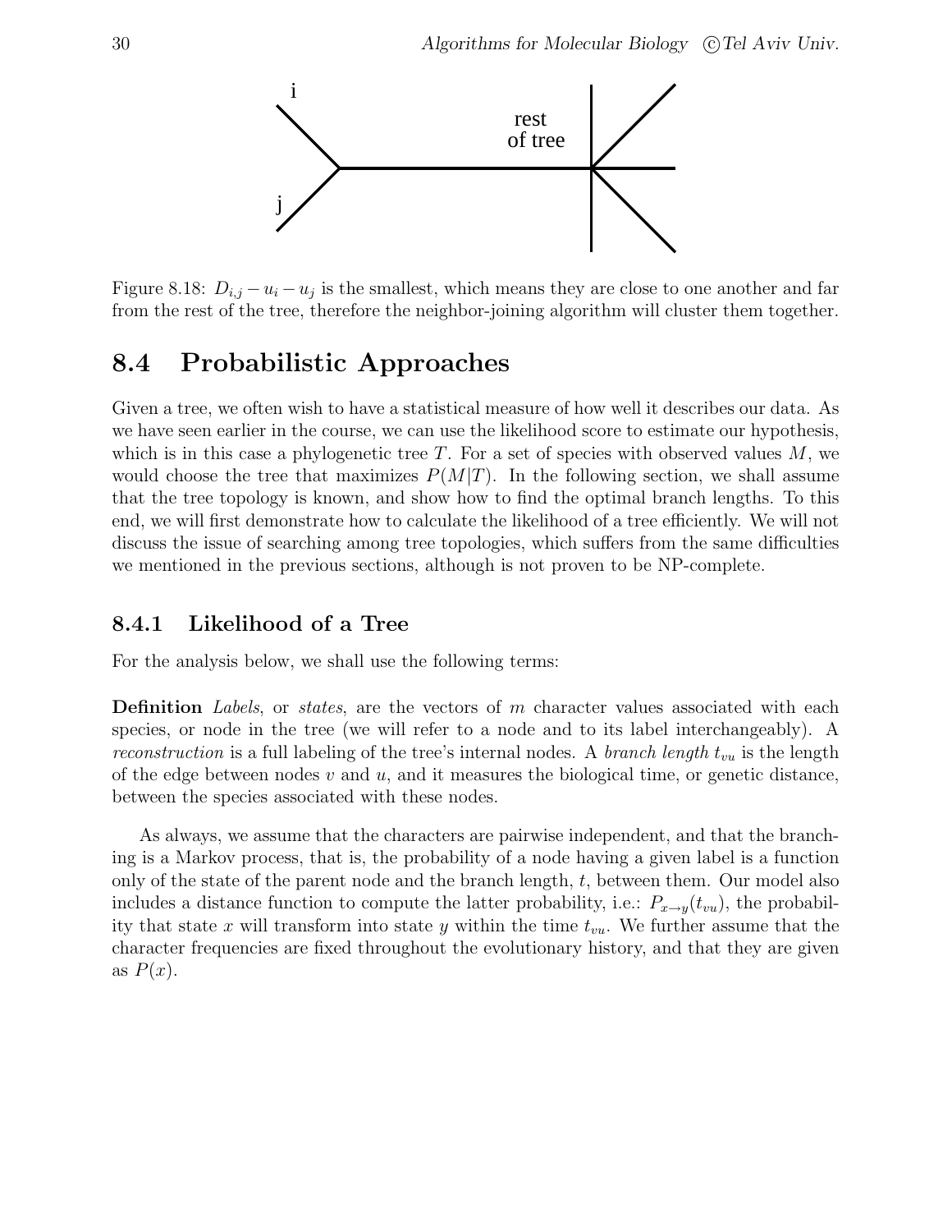Figure 8.18: $D_{i,j} - u_i - u_j$ is the smallest, which means they are close to one another and far from the rest of the tree, therefore the neighbor-joining algorithm will cluster them together.

## 8.4 Probabilistic Approaches

Given a tree, we often wish to have a statistical measure of how well it describes our data. As we have seen earlier in the course, we can use the likelihood score to estimate our hypothesis, which is in this case a phylogenetic tree $T$. For a set of species with observed values $M$, we would choose the tree that maximizes $P(M|T)$. In the following section, we shall assume that the tree topology is known, and show how to find the optimal branch lengths. To this end, we will first demonstrate how to calculate the likelihood of a tree efficiently. We will not discuss the issue of searching among tree topologies, which suffers from the same difficulties we mentioned in the previous sections, although is not proven to be NP-complete.

### 8.4.1 Likelihood of a Tree

For the analysis below, we shall use the following terms:

**Definition** *Labels*, or *states*, are the vectors of $m$ character values associated with each species, or node in the tree (we will refer to a node and to its label interchangeably). A *reconstruction* is a full labeling of the tree's internal nodes. A *branch length* $t_{vu}$ is the length of the edge between nodes $v$ and $u$, and it measures the biological time, or genetic distance, between the species associated with these nodes.

As always, we assume that the characters are pairwise independent, and that the branching is a Markov process, that is, the probability of a node having a given label is a function only of the state of the parent node and the branch length, $t$, between them. Our model also includes a distance function to compute the latter probability, i.e.: $P_{x \to y}(t_{vu})$, the probability that state $x$ will transform into state $y$ within the time $t_{vu}$. We further assume that the character frequencies are fixed throughout the evolutionary history, and that they are given as $P(x)$.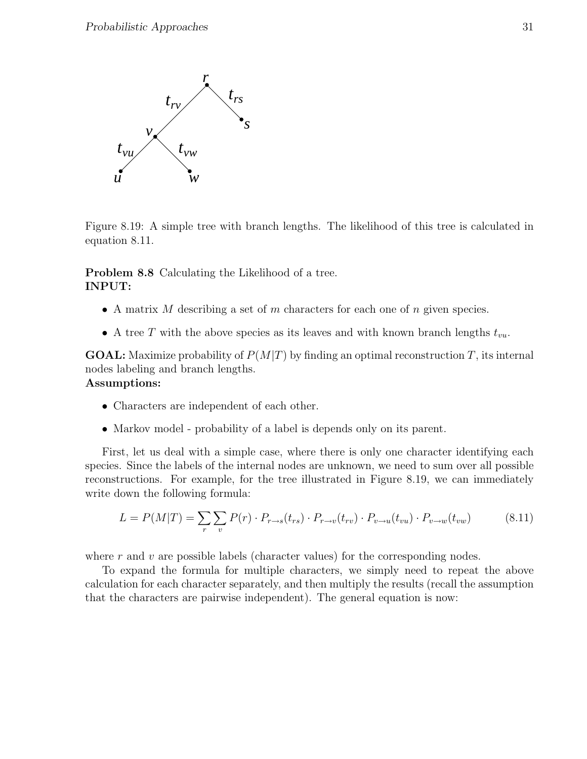Figure 8.19: A simple tree with branch lengths. The likelihood of this tree is calculated in equation 8.11.

**Problem 8.8** Calculating the Likelihood of a tree.
**INPUT:**

- A matrix $M$ describing a set of $m$ characters for each one of $n$ given species.
- A tree $T$ with the above species as its leaves and with known branch lengths $t_{vu}$.

**GOAL:** Maximize probability of $P(M|T)$ by finding an optimal reconstruction $T$, its internal nodes labeling and branch lengths.
**Assumptions:**

- Characters are independent of each other.
- Markov model - probability of a label is depends only on its parent.

First, let us deal with a simple case, where there is only one character identifying each species. Since the labels of the internal nodes are unknown, we need to sum over all possible reconstructions. For example, for the tree illustrated in Figure 8.19, we can immediately write down the following formula:

$$L = P(M|T) = \sum_{r} \sum_{v} P(r) \cdot P_{r \to s}(t_{rs}) \cdot P_{r \to v}(t_{rv}) \cdot P_{v \to u}(t_{vu}) \cdot P_{v \to w}(t_{vw}) \tag{8.11}$$

where $r$ and $v$ are possible labels (character values) for the corresponding nodes.

To expand the formula for multiple characters, we simply need to repeat the above calculation for each character separately, and then multiply the results (recall the assumption that the characters are pairwise independent). The general equation is now: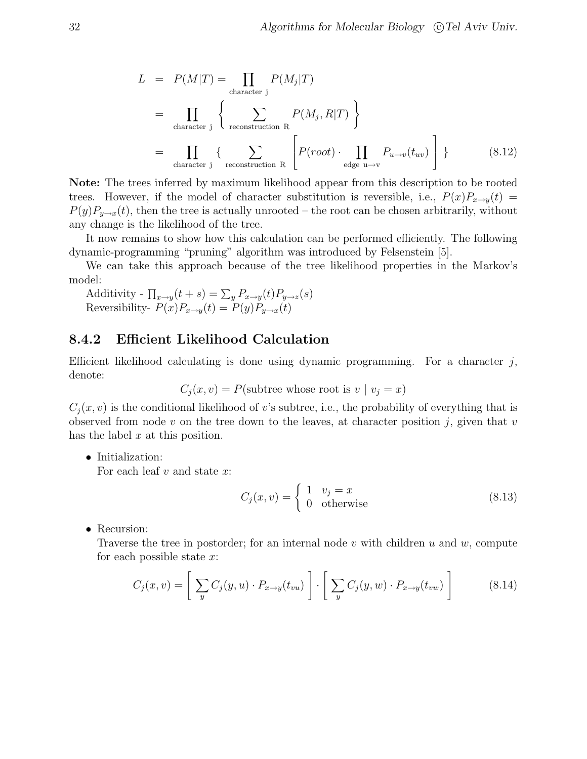$$
\begin{aligned}
L &= P(M|T) = \prod_{\text{character j}} P(M_j|T) \\
&= \prod_{\text{character j}} \left\{ \sum_{\text{reconstruction R}} P(M_j, R|T) \right\} \\
&= \prod_{\text{character j}} \{ \sum_{\text{reconstruction R}} \left[ P(root) \cdot \prod_{\text{edge u} \to \text{v}} P_{u \to v}(t_{uv}) \right] \} \qquad (8.12)
\end{aligned}
$$

**Note:** The trees inferred by maximum likelihood appear from this description to be rooted trees. However, if the model of character substitution is reversible, i.e., $P(x)P_{x \to y}(t) = P(y)P_{y \to x}(t)$, then the tree is actually unrooted – the root can be chosen arbitrarily, without any change is the likelihood of the tree.

It now remains to show how this calculation can be performed efficiently. The following dynamic-programming "pruning" algorithm was introduced by Felsenstein [5].

We can take this approach because of the tree likelihood properties in the Markov's model:

Additivity - $\prod_{x \to y}(t+s) = \sum_y P_{x \to y}(t) P_{y \to z}(s)$

Reversibility- $P(x)P_{x \to y}(t) = P(y)P_{y \to x}(t)$

### 8.4.2 Efficient Likelihood Calculation

Efficient likelihood calculating is done using dynamic programming. For a character $j$, denote:

$$C_j(x, v) = P(\text{subtree whose root is } v \mid v_j = x)$$

$C_j(x, v)$ is the conditional likelihood of $v$'s subtree, i.e., the probability of everything that is observed from node $v$ on the tree down to the leaves, at character position $j$, given that $v$ has the label $x$ at this position.

- Initialization:
  For each leaf $v$ and state $x$:

$$C_j(x, v) = \begin{cases} 1 & v_j = x \\ 0 & \text{otherwise} \end{cases} \qquad (8.13)$$

- Recursion:
  Traverse the tree in postorder; for an internal node $v$ with children $u$ and $w$, compute for each possible state $x$:

$$C_j(x, v) = \left[ \sum_y C_j(y, u) \cdot P_{x \to y}(t_{vu}) \right] \cdot \left[ \sum_y C_j(y, w) \cdot P_{x \to y}(t_{vw}) \right] \qquad (8.14)$$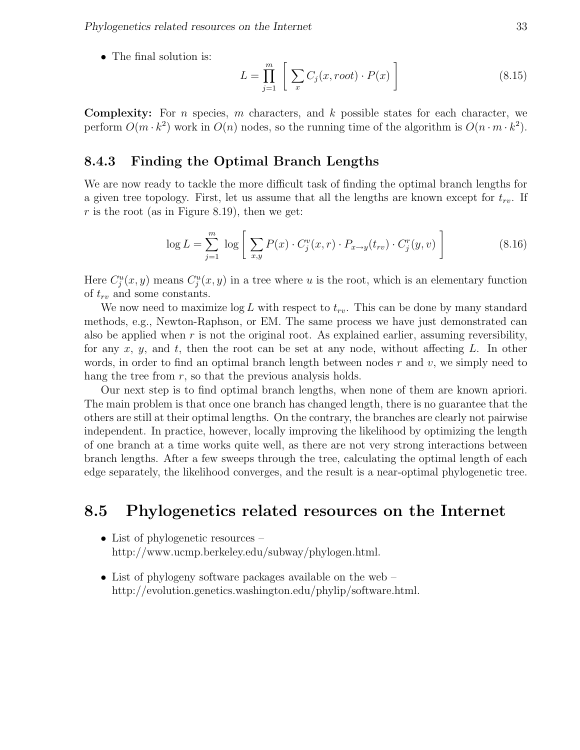- The final solution is:

$$L = \prod_{j=1}^{m} \left[ \sum_{x} C_j(x, root) \cdot P(x) \right] \tag{8.15}$$

**Complexity:** For $n$ species, $m$ characters, and $k$ possible states for each character, we perform $O(m \cdot k^2)$ work in $O(n)$ nodes, so the running time of the algorithm is $O(n \cdot m \cdot k^2)$.

### 8.4.3 Finding the Optimal Branch Lengths

We are now ready to tackle the more difficult task of finding the optimal branch lengths for a given tree topology. First, let us assume that all the lengths are known except for $t_{rv}$. If $r$ is the root (as in Figure 8.19), then we get:

$$\log L = \sum_{j=1}^{m} \log \left[ \sum_{x,y} P(x) \cdot C_j^v(x, r) \cdot P_{x \to y}(t_{rv}) \cdot C_j^r(y, v) \right] \tag{8.16}$$

Here $C_j^u(x, y)$ means $C_j^u(x, y)$ in a tree where $u$ is the root, which is an elementary function of $t_{rv}$ and some constants.

We now need to maximize $\log L$ with respect to $t_{rv}$. This can be done by many standard methods, e.g., Newton-Raphson, or EM. The same process we have just demonstrated can also be applied when $r$ is not the original root. As explained earlier, assuming reversibility, for any $x$, $y$, and $t$, then the root can be set at any node, without affecting $L$. In other words, in order to find an optimal branch length between nodes $r$ and $v$, we simply need to hang the tree from $r$, so that the previous analysis holds.

Our next step is to find optimal branch lengths, when none of them are known apriori. The main problem is that once one branch has changed length, there is no guarantee that the others are still at their optimal lengths. On the contrary, the branches are clearly not pairwise independent. In practice, however, locally improving the likelihood by optimizing the length of one branch at a time works quite well, as there are not very strong interactions between branch lengths. After a few sweeps through the tree, calculating the optimal length of each edge separately, the likelihood converges, and the result is a near-optimal phylogenetic tree.

## 8.5 Phylogenetics related resources on the Internet

- List of phylogenetic resources – http://www.ucmp.berkeley.edu/subway/phylogen.html.
- List of phylogeny software packages available on the web – http://evolution.genetics.washington.edu/phylip/software.html.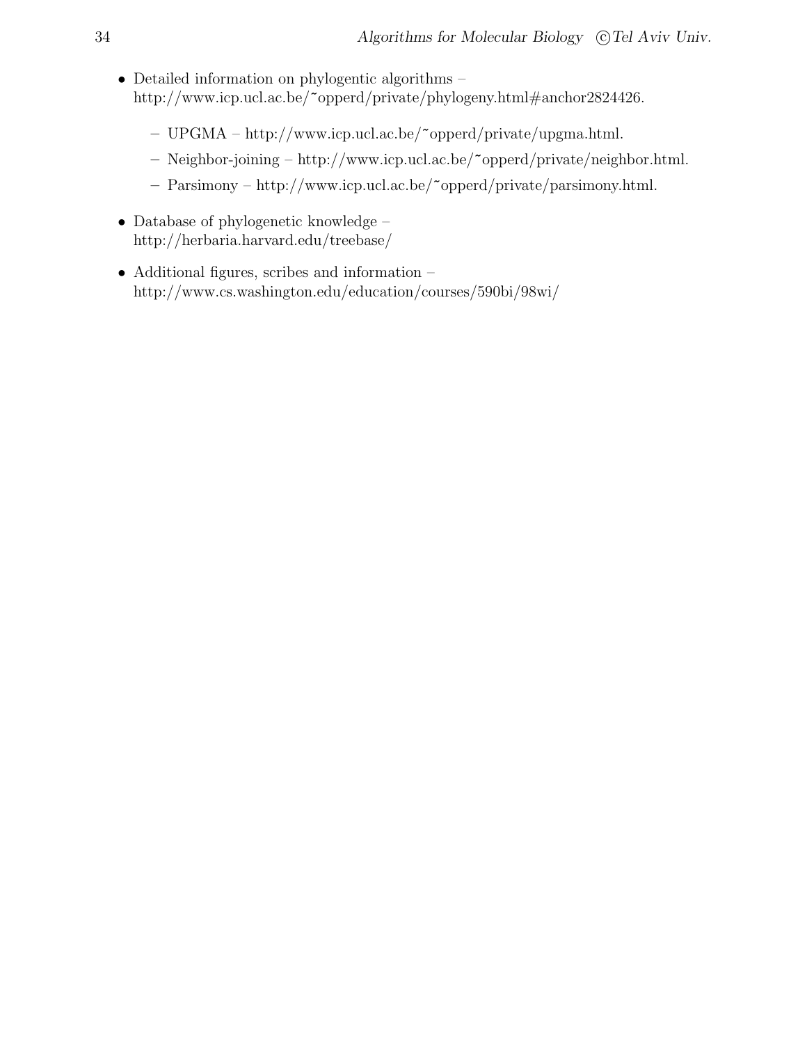- Detailed information on phylogentic algorithms – http://www.icp.ucl.ac.be/~opperd/private/phylogeny.html#anchor2824426.
  - UPGMA – http://www.icp.ucl.ac.be/~opperd/private/upgma.html.
  - Neighbor-joining – http://www.icp.ucl.ac.be/~opperd/private/neighbor.html.
  - Parsimony – http://www.icp.ucl.ac.be/~opperd/private/parsimony.html.
- Database of phylogenetic knowledge – http://herbaria.harvard.edu/treebase/
- Additional figures, scribes and information – http://www.cs.washington.edu/education/courses/590bi/98wi/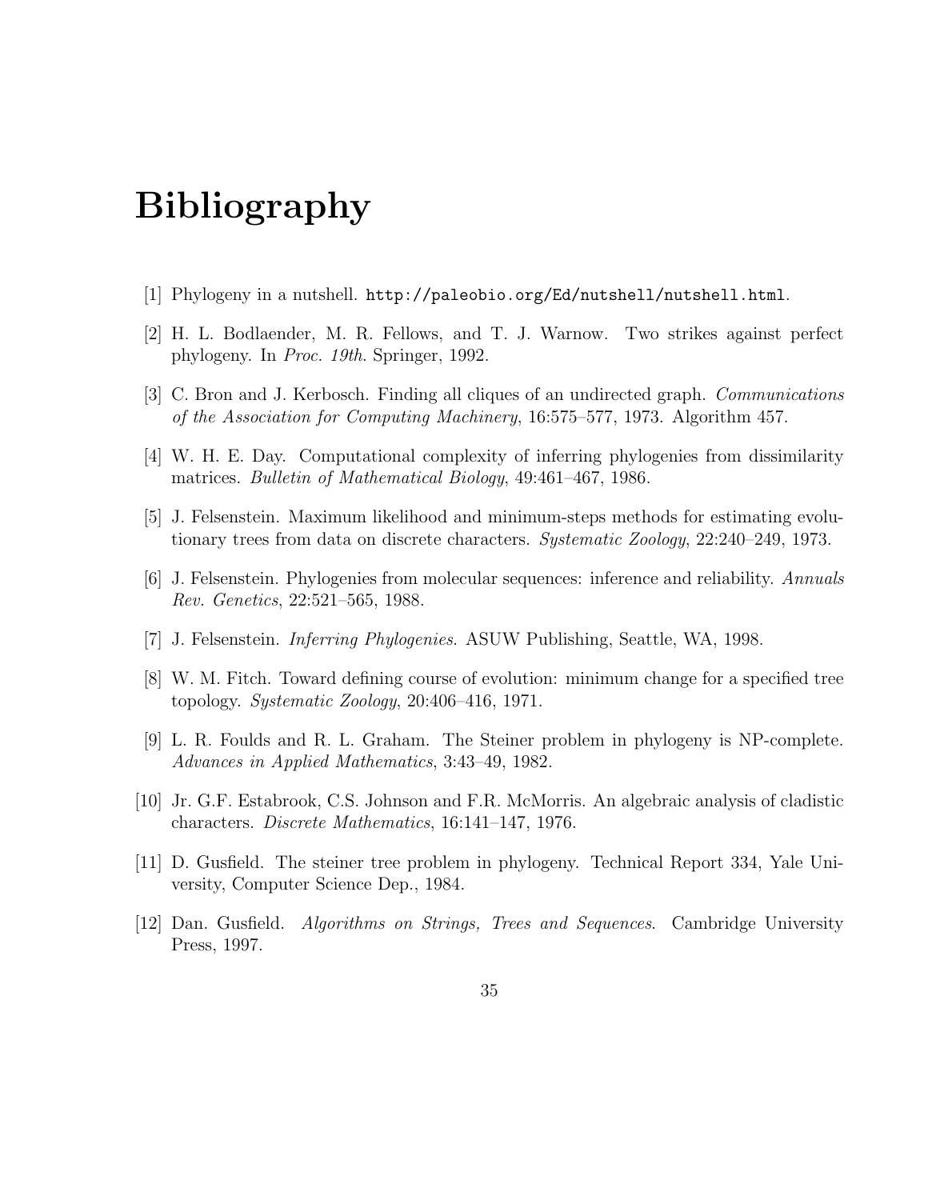# Bibliography

[1] Phylogeny in a nutshell. `http://paleobio.org/Ed/nutshell/nutshell.html`.

[2] H. L. Bodlaender, M. R. Fellows, and T. J. Warnow. Two strikes against perfect phylogeny. In *Proc. 19th*. Springer, 1992.

[3] C. Bron and J. Kerbosch. Finding all cliques of an undirected graph. *Communications of the Association for Computing Machinery*, 16:575–577, 1973. Algorithm 457.

[4] W. H. E. Day. Computational complexity of inferring phylogenies from dissimilarity matrices. *Bulletin of Mathematical Biology*, 49:461–467, 1986.

[5] J. Felsenstein. Maximum likelihood and minimum-steps methods for estimating evolutionary trees from data on discrete characters. *Systematic Zoology*, 22:240–249, 1973.

[6] J. Felsenstein. Phylogenies from molecular sequences: inference and reliability. *Annuals Rev. Genetics*, 22:521–565, 1988.

[7] J. Felsenstein. *Inferring Phylogenies*. ASUW Publishing, Seattle, WA, 1998.

[8] W. M. Fitch. Toward defining course of evolution: minimum change for a specified tree topology. *Systematic Zoology*, 20:406–416, 1971.

[9] L. R. Foulds and R. L. Graham. The Steiner problem in phylogeny is NP-complete. *Advances in Applied Mathematics*, 3:43–49, 1982.

[10] Jr. G.F. Estabrook, C.S. Johnson and F.R. McMorris. An algebraic analysis of cladistic characters. *Discrete Mathematics*, 16:141–147, 1976.

[11] D. Gusfield. The steiner tree problem in phylogeny. Technical Report 334, Yale University, Computer Science Dep., 1984.

[12] Dan. Gusfield. *Algorithms on Strings, Trees and Sequences*. Cambridge University Press, 1997.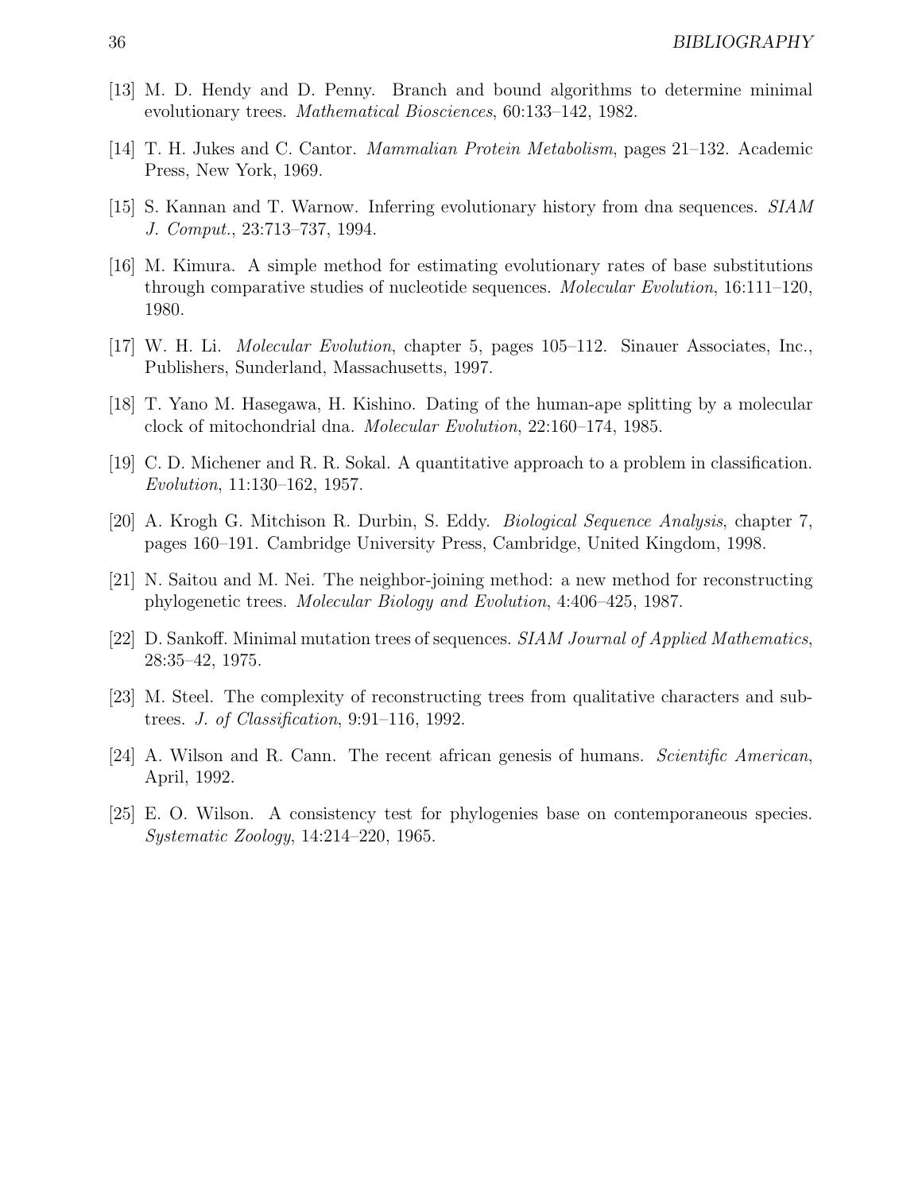[13] M. D. Hendy and D. Penny. Branch and bound algorithms to determine minimal evolutionary trees. *Mathematical Biosciences*, 60:133–142, 1982.

[14] T. H. Jukes and C. Cantor. *Mammalian Protein Metabolism*, pages 21–132. Academic Press, New York, 1969.

[15] S. Kannan and T. Warnow. Inferring evolutionary history from dna sequences. *SIAM J. Comput.*, 23:713–737, 1994.

[16] M. Kimura. A simple method for estimating evolutionary rates of base substitutions through comparative studies of nucleotide sequences. *Molecular Evolution*, 16:111–120, 1980.

[17] W. H. Li. *Molecular Evolution*, chapter 5, pages 105–112. Sinauer Associates, Inc., Publishers, Sunderland, Massachusetts, 1997.

[18] T. Yano M. Hasegawa, H. Kishino. Dating of the human-ape splitting by a molecular clock of mitochondrial dna. *Molecular Evolution*, 22:160–174, 1985.

[19] C. D. Michener and R. R. Sokal. A quantitative approach to a problem in classification. *Evolution*, 11:130–162, 1957.

[20] A. Krogh G. Mitchison R. Durbin, S. Eddy. *Biological Sequence Analysis*, chapter 7, pages 160–191. Cambridge University Press, Cambridge, United Kingdom, 1998.

[21] N. Saitou and M. Nei. The neighbor-joining method: a new method for reconstructing phylogenetic trees. *Molecular Biology and Evolution*, 4:406–425, 1987.

[22] D. Sankoff. Minimal mutation trees of sequences. *SIAM Journal of Applied Mathematics*, 28:35–42, 1975.

[23] M. Steel. The complexity of reconstructing trees from qualitative characters and subtrees. *J. of Classification*, 9:91–116, 1992.

[24] A. Wilson and R. Cann. The recent african genesis of humans. *Scientific American*, April, 1992.

[25] E. O. Wilson. A consistency test for phylogenies base on contemporaneous species. *Systematic Zoology*, 14:214–220, 1965.